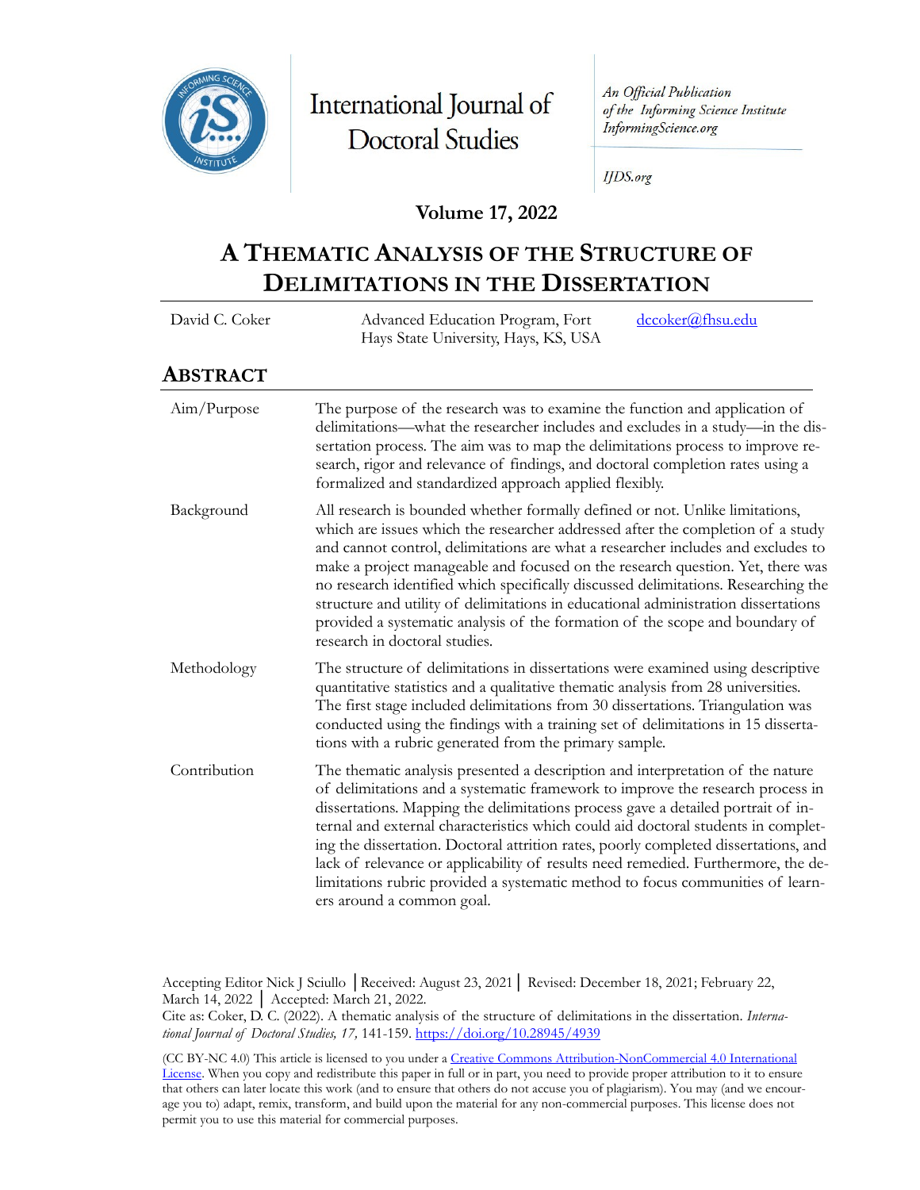International Journal of Doctoral Studies

*An Official Publication of the Informing Science Institute InformingScience.org*

*IJDS.org*

**Volume 17, 2022**

# A Thematic Analysis of the Structure of Delimitations in the Dissertation

| David C. Coker | Advanced Education Program, Fort Hays State University, Hays, KS, USA | dccoker@fhsu.edu |
|---|---|---|

## Abstract

| | |
|---|---|
| Aim/Purpose | The purpose of the research was to examine the function and application of delimitations—what the researcher includes and excludes in a study—in the dissertation process. The aim was to map the delimitations process to improve research, rigor and relevance of findings, and doctoral completion rates using a formalized and standardized approach applied flexibly. |
| Background | All research is bounded whether formally defined or not. Unlike limitations, which are issues which the researcher addressed after the completion of a study and cannot control, delimitations are what a researcher includes and excludes to make a project manageable and focused on the research question. Yet, there was no research identified which specifically discussed delimitations. Researching the structure and utility of delimitations in educational administration dissertations provided a systematic analysis of the formation of the scope and boundary of research in doctoral studies. |
| Methodology | The structure of delimitations in dissertations were examined using descriptive quantitative statistics and a qualitative thematic analysis from 28 universities. The first stage included delimitations from 30 dissertations. Triangulation was conducted using the findings with a training set of delimitations in 15 dissertations with a rubric generated from the primary sample. |
| Contribution | The thematic analysis presented a description and interpretation of the nature of delimitations and a systematic framework to improve the research process in dissertations. Mapping the delimitations process gave a detailed portrait of internal and external characteristics which could aid doctoral students in completing the dissertation. Doctoral attrition rates, poorly completed dissertations, and lack of relevance or applicability of results need remedied. Furthermore, the delimitations rubric provided a systematic method to focus communities of learners around a common goal. |

Accepting Editor Nick J Sciullo │Received: August 23, 2021│ Revised: December 18, 2021; February 22, March 14, 2022 │ Accepted: March 21, 2022.
Cite as: Coker, D. C. (2022). A thematic analysis of the structure of delimitations in the dissertation. *International Journal of Doctoral Studies, 17,* 141-159. https://doi.org/10.28945/4939

(CC BY-NC 4.0) This article is licensed to you under a Creative Commons Attribution-NonCommercial 4.0 International License. When you copy and redistribute this paper in full or in part, you need to provide proper attribution to it to ensure that others can later locate this work (and to ensure that others do not accuse you of plagiarism). You may (and we encourage you to) adapt, remix, transform, and build upon the material for any non-commercial purposes. This license does not permit you to use this material for commercial purposes.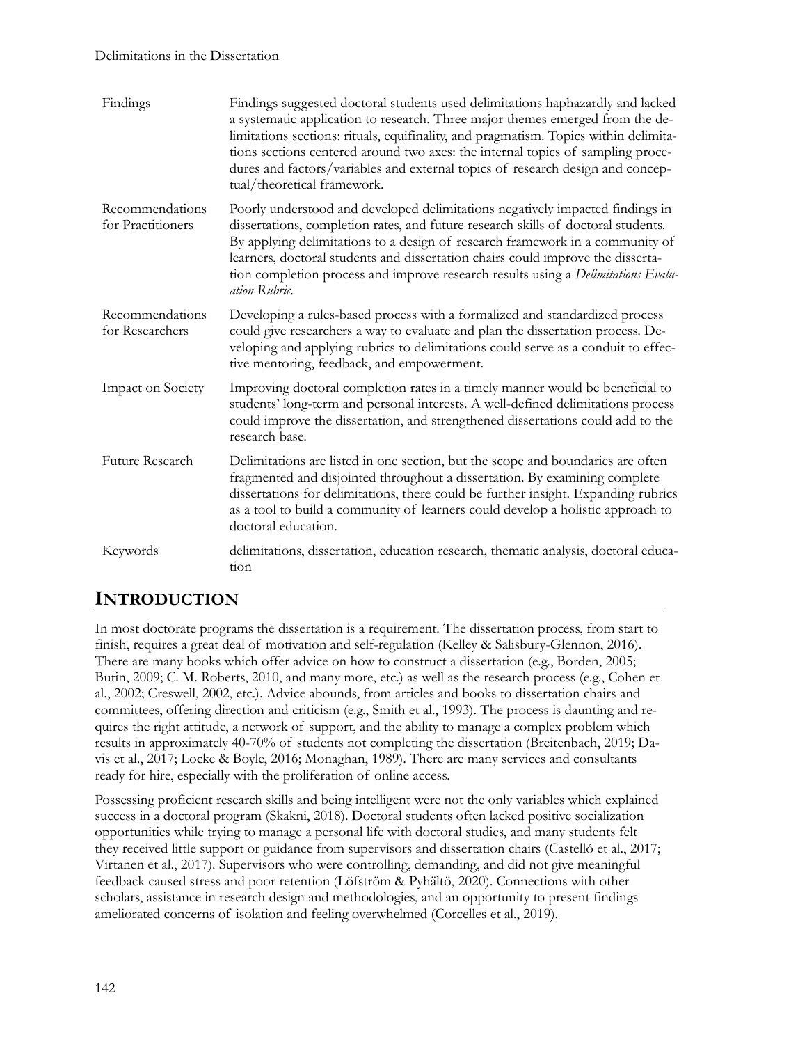| | |
|---|---|
| Findings | Findings suggested doctoral students used delimitations haphazardly and lacked a systematic application to research. Three major themes emerged from the delimitations sections: rituals, equifinality, and pragmatism. Topics within delimitations sections centered around two axes: the internal topics of sampling procedures and factors/variables and external topics of research design and conceptual/theoretical framework. |
| Recommendations for Practitioners | Poorly understood and developed delimitations negatively impacted findings in dissertations, completion rates, and future research skills of doctoral students. By applying delimitations to a design of research framework in a community of learners, doctoral students and dissertation chairs could improve the dissertation completion process and improve research results using a *Delimitations Evaluation Rubric*. |
| Recommendations for Researchers | Developing a rules-based process with a formalized and standardized process could give researchers a way to evaluate and plan the dissertation process. Developing and applying rubrics to delimitations could serve as a conduit to effective mentoring, feedback, and empowerment. |
| Impact on Society | Improving doctoral completion rates in a timely manner would be beneficial to students' long-term and personal interests. A well-defined delimitations process could improve the dissertation, and strengthened dissertations could add to the research base. |
| Future Research | Delimitations are listed in one section, but the scope and boundaries are often fragmented and disjointed throughout a dissertation. By examining complete dissertations for delimitations, there could be further insight. Expanding rubrics as a tool to build a community of learners could develop a holistic approach to doctoral education. |
| Keywords | delimitations, dissertation, education research, thematic analysis, doctoral education |

## INTRODUCTION

In most doctorate programs the dissertation is a requirement. The dissertation process, from start to finish, requires a great deal of motivation and self-regulation (Kelley & Salisbury-Glennon, 2016). There are many books which offer advice on how to construct a dissertation (e.g., Borden, 2005; Butin, 2009; C. M. Roberts, 2010, and many more, etc.) as well as the research process (e.g., Cohen et al., 2002; Creswell, 2002, etc.). Advice abounds, from articles and books to dissertation chairs and committees, offering direction and criticism (e.g., Smith et al., 1993). The process is daunting and requires the right attitude, a network of support, and the ability to manage a complex problem which results in approximately 40-70% of students not completing the dissertation (Breitenbach, 2019; Davis et al., 2017; Locke & Boyle, 2016; Monaghan, 1989). There are many services and consultants ready for hire, especially with the proliferation of online access.

Possessing proficient research skills and being intelligent were not the only variables which explained success in a doctoral program (Skakni, 2018). Doctoral students often lacked positive socialization opportunities while trying to manage a personal life with doctoral studies, and many students felt they received little support or guidance from supervisors and dissertation chairs (Castelló et al., 2017; Virtanen et al., 2017). Supervisors who were controlling, demanding, and did not give meaningful feedback caused stress and poor retention (Löfström & Pyhältö, 2020). Connections with other scholars, assistance in research design and methodologies, and an opportunity to present findings ameliorated concerns of isolation and feeling overwhelmed (Corcelles et al., 2019).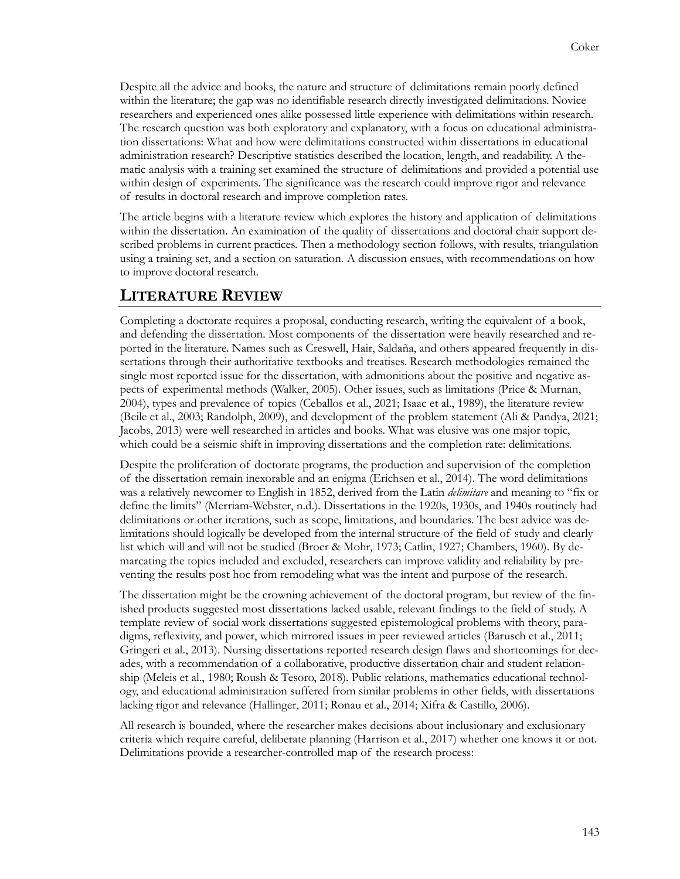Despite all the advice and books, the nature and structure of delimitations remain poorly defined within the literature; the gap was no identifiable research directly investigated delimitations. Novice researchers and experienced ones alike possessed little experience with delimitations within research. The research question was both exploratory and explanatory, with a focus on educational administration dissertations: What and how were delimitations constructed within dissertations in educational administration research? Descriptive statistics described the location, length, and readability. A thematic analysis with a training set examined the structure of delimitations and provided a potential use within design of experiments. The significance was the research could improve rigor and relevance of results in doctoral research and improve completion rates.

The article begins with a literature review which explores the history and application of delimitations within the dissertation. An examination of the quality of dissertations and doctoral chair support described problems in current practices. Then a methodology section follows, with results, triangulation using a training set, and a section on saturation. A discussion ensues, with recommendations on how to improve doctoral research.

## LITERATURE REVIEW

Completing a doctorate requires a proposal, conducting research, writing the equivalent of a book, and defending the dissertation. Most components of the dissertation were heavily researched and reported in the literature. Names such as Creswell, Hair, Saldaña, and others appeared frequently in dissertations through their authoritative textbooks and treatises. Research methodologies remained the single most reported issue for the dissertation, with admonitions about the positive and negative aspects of experimental methods (Walker, 2005). Other issues, such as limitations (Price & Murnan, 2004), types and prevalence of topics (Ceballos et al., 2021; Isaac et al., 1989), the literature review (Beile et al., 2003; Randolph, 2009), and development of the problem statement (Ali & Pandya, 2021; Jacobs, 2013) were well researched in articles and books. What was elusive was one major topic, which could be a seismic shift in improving dissertations and the completion rate: delimitations.

Despite the proliferation of doctorate programs, the production and supervision of the completion of the dissertation remain inexorable and an enigma (Erichsen et al., 2014). The word delimitations was a relatively newcomer to English in 1852, derived from the Latin *delimitare* and meaning to "fix or define the limits" (Merriam-Webster, n.d.). Dissertations in the 1920s, 1930s, and 1940s routinely had delimitations or other iterations, such as scope, limitations, and boundaries. The best advice was delimitations should logically be developed from the internal structure of the field of study and clearly list which will and will not be studied (Broer & Mohr, 1973; Catlin, 1927; Chambers, 1960). By demarcating the topics included and excluded, researchers can improve validity and reliability by preventing the results post hoc from remodeling what was the intent and purpose of the research.

The dissertation might be the crowning achievement of the doctoral program, but review of the finished products suggested most dissertations lacked usable, relevant findings to the field of study. A template review of social work dissertations suggested epistemological problems with theory, paradigms, reflexivity, and power, which mirrored issues in peer reviewed articles (Barusch et al., 2011; Gringeri et al., 2013). Nursing dissertations reported research design flaws and shortcomings for decades, with a recommendation of a collaborative, productive dissertation chair and student relationship (Meleis et al., 1980; Roush & Tesoro, 2018). Public relations, mathematics educational technology, and educational administration suffered from similar problems in other fields, with dissertations lacking rigor and relevance (Hallinger, 2011; Ronau et al., 2014; Xifra & Castillo, 2006).

All research is bounded, where the researcher makes decisions about inclusionary and exclusionary criteria which require careful, deliberate planning (Harrison et al., 2017) whether one knows it or not. Delimitations provide a researcher-controlled map of the research process: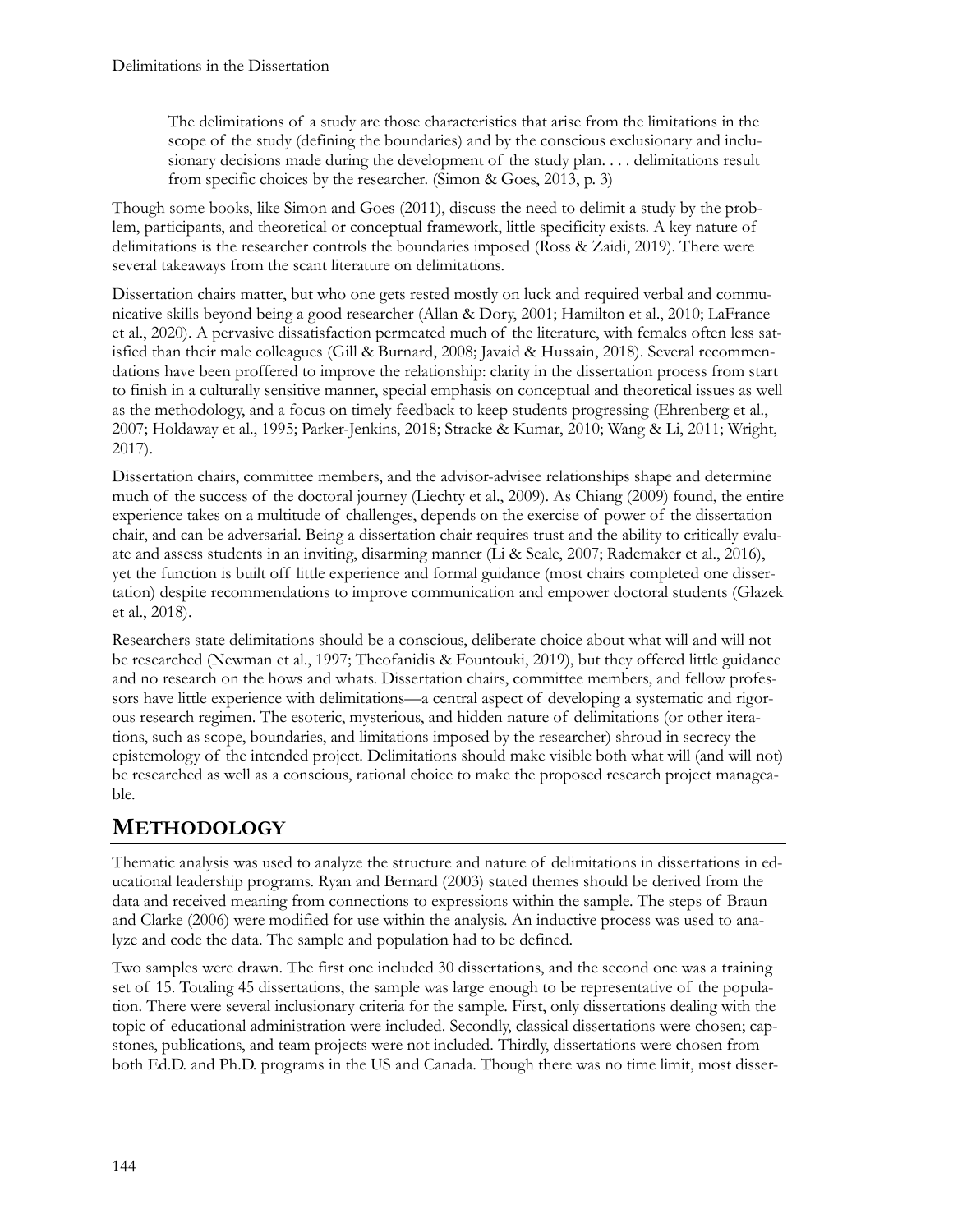> The delimitations of a study are those characteristics that arise from the limitations in the scope of the study (defining the boundaries) and by the conscious exclusionary and inclusionary decisions made during the development of the study plan. . . . delimitations result from specific choices by the researcher. (Simon & Goes, 2013, p. 3)

Though some books, like Simon and Goes (2011), discuss the need to delimit a study by the problem, participants, and theoretical or conceptual framework, little specificity exists. A key nature of delimitations is the researcher controls the boundaries imposed (Ross & Zaidi, 2019). There were several takeaways from the scant literature on delimitations.

Dissertation chairs matter, but who one gets rested mostly on luck and required verbal and communicative skills beyond being a good researcher (Allan & Dory, 2001; Hamilton et al., 2010; LaFrance et al., 2020). A pervasive dissatisfaction permeated much of the literature, with females often less satisfied than their male colleagues (Gill & Burnard, 2008; Javaid & Hussain, 2018). Several recommendations have been proffered to improve the relationship: clarity in the dissertation process from start to finish in a culturally sensitive manner, special emphasis on conceptual and theoretical issues as well as the methodology, and a focus on timely feedback to keep students progressing (Ehrenberg et al., 2007; Holdaway et al., 1995; Parker-Jenkins, 2018; Stracke & Kumar, 2010; Wang & Li, 2011; Wright, 2017).

Dissertation chairs, committee members, and the advisor-advisee relationships shape and determine much of the success of the doctoral journey (Liechty et al., 2009). As Chiang (2009) found, the entire experience takes on a multitude of challenges, depends on the exercise of power of the dissertation chair, and can be adversarial. Being a dissertation chair requires trust and the ability to critically evaluate and assess students in an inviting, disarming manner (Li & Seale, 2007; Rademaker et al., 2016), yet the function is built off little experience and formal guidance (most chairs completed one dissertation) despite recommendations to improve communication and empower doctoral students (Glazek et al., 2018).

Researchers state delimitations should be a conscious, deliberate choice about what will and will not be researched (Newman et al., 1997; Theofanidis & Fountouki, 2019), but they offered little guidance and no research on the hows and whats. Dissertation chairs, committee members, and fellow professors have little experience with delimitations—a central aspect of developing a systematic and rigorous research regimen. The esoteric, mysterious, and hidden nature of delimitations (or other iterations, such as scope, boundaries, and limitations imposed by the researcher) shroud in secrecy the epistemology of the intended project. Delimitations should make visible both what will (and will not) be researched as well as a conscious, rational choice to make the proposed research project manageable.

## METHODOLOGY

Thematic analysis was used to analyze the structure and nature of delimitations in dissertations in educational leadership programs. Ryan and Bernard (2003) stated themes should be derived from the data and received meaning from connections to expressions within the sample. The steps of Braun and Clarke (2006) were modified for use within the analysis. An inductive process was used to analyze and code the data. The sample and population had to be defined.

Two samples were drawn. The first one included 30 dissertations, and the second one was a training set of 15. Totaling 45 dissertations, the sample was large enough to be representative of the population. There were several inclusionary criteria for the sample. First, only dissertations dealing with the topic of educational administration were included. Secondly, classical dissertations were chosen; capstones, publications, and team projects were not included. Thirdly, dissertations were chosen from both Ed.D. and Ph.D. programs in the US and Canada. Though there was no time limit, most disser-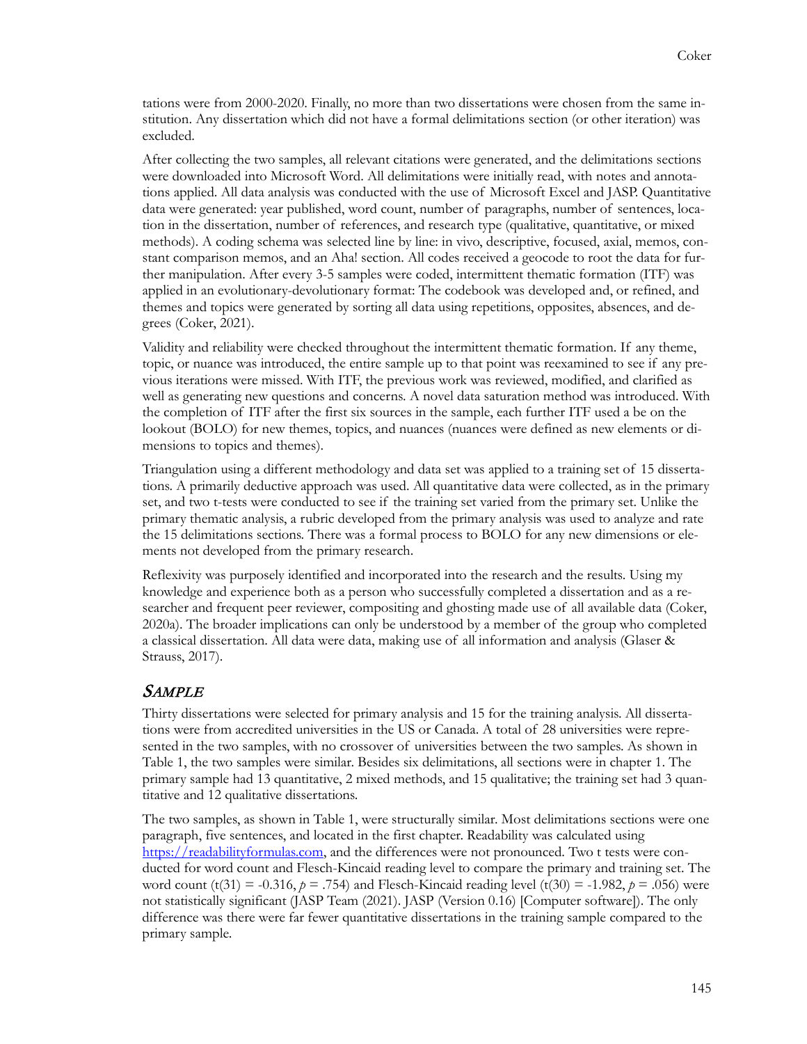tations were from 2000-2020. Finally, no more than two dissertations were chosen from the same institution. Any dissertation which did not have a formal delimitations section (or other iteration) was excluded.

After collecting the two samples, all relevant citations were generated, and the delimitations sections were downloaded into Microsoft Word. All delimitations were initially read, with notes and annotations applied. All data analysis was conducted with the use of Microsoft Excel and JASP. Quantitative data were generated: year published, word count, number of paragraphs, number of sentences, location in the dissertation, number of references, and research type (qualitative, quantitative, or mixed methods). A coding schema was selected line by line: in vivo, descriptive, focused, axial, memos, constant comparison memos, and an Aha! section. All codes received a geocode to root the data for further manipulation. After every 3-5 samples were coded, intermittent thematic formation (ITF) was applied in an evolutionary-devolutionary format: The codebook was developed and, or refined, and themes and topics were generated by sorting all data using repetitions, opposites, absences, and degrees (Coker, 2021).

Validity and reliability were checked throughout the intermittent thematic formation. If any theme, topic, or nuance was introduced, the entire sample up to that point was reexamined to see if any previous iterations were missed. With ITF, the previous work was reviewed, modified, and clarified as well as generating new questions and concerns. A novel data saturation method was introduced. With the completion of ITF after the first six sources in the sample, each further ITF used a be on the lookout (BOLO) for new themes, topics, and nuances (nuances were defined as new elements or dimensions to topics and themes).

Triangulation using a different methodology and data set was applied to a training set of 15 dissertations. A primarily deductive approach was used. All quantitative data were collected, as in the primary set, and two t-tests were conducted to see if the training set varied from the primary set. Unlike the primary thematic analysis, a rubric developed from the primary analysis was used to analyze and rate the 15 delimitations sections. There was a formal process to BOLO for any new dimensions or elements not developed from the primary research.

Reflexivity was purposely identified and incorporated into the research and the results. Using my knowledge and experience both as a person who successfully completed a dissertation and as a researcher and frequent peer reviewer, compositing and ghosting made use of all available data (Coker, 2020a). The broader implications can only be understood by a member of the group who completed a classical dissertation. All data were data, making use of all information and analysis (Glaser & Strauss, 2017).

## *Sample*

Thirty dissertations were selected for primary analysis and 15 for the training analysis. All dissertations were from accredited universities in the US or Canada. A total of 28 universities were represented in the two samples, with no crossover of universities between the two samples. As shown in Table 1, the two samples were similar. Besides six delimitations, all sections were in chapter 1. The primary sample had 13 quantitative, 2 mixed methods, and 15 qualitative; the training set had 3 quantitative and 12 qualitative dissertations.

The two samples, as shown in Table 1, were structurally similar. Most delimitations sections were one paragraph, five sentences, and located in the first chapter. Readability was calculated using https://readabilityformulas.com, and the differences were not pronounced. Two t tests were conducted for word count and Flesch-Kincaid reading level to compare the primary and training set. The word count ($t(31) = -0.316$, $p = .754$) and Flesch-Kincaid reading level ($t(30) = -1.982$, $p = .056$) were not statistically significant (JASP Team (2021). JASP (Version 0.16) [Computer software]). The only difference was there were far fewer quantitative dissertations in the training sample compared to the primary sample.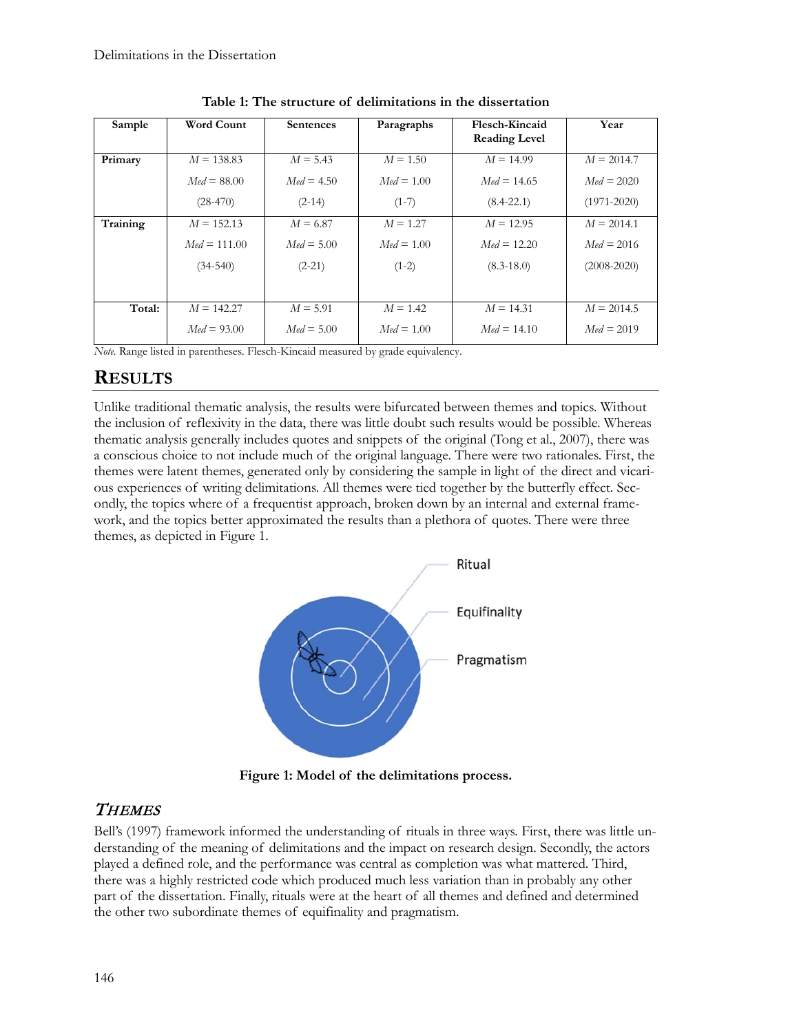**Table 1: The structure of delimitations in the dissertation**

| Sample | Word Count | Sentences | Paragraphs | Flesch-Kincaid Reading Level | Year |
|---|---|---|---|---|---|
| **Primary** | *M* = 138.83 | *M* = 5.43 | *M* = 1.50 | *M* = 14.99 | *M* = 2014.7 |
| | *Med* = 88.00 | *Med* = 4.50 | *Med* = 1.00 | *Med* = 14.65 | *Med* = 2020 |
| | (28-470) | (2-14) | (1-7) | (8.4-22.1) | (1971-2020) |
| **Training** | *M* = 152.13 | *M* = 6.87 | *M* = 1.27 | *M* = 12.95 | *M* = 2014.1 |
| | *Med* = 111.00 | *Med* = 5.00 | *Med* = 1.00 | *Med* = 12.20 | *Med* = 2016 |
| | (34-540) | (2-21) | (1-2) | (8.3-18.0) | (2008-2020) |
| **Total:** | *M* = 142.27 | *M* = 5.91 | *M* = 1.42 | *M* = 14.31 | *M* = 2014.5 |
| | *Med* = 93.00 | *Med* = 5.00 | *Med* = 1.00 | *Med* = 14.10 | *Med* = 2019 |

*Note.* Range listed in parentheses. Flesch-Kincaid measured by grade equivalency.

## RESULTS

Unlike traditional thematic analysis, the results were bifurcated between themes and topics. Without the inclusion of reflexivity in the data, there was little doubt such results would be possible. Whereas thematic analysis generally includes quotes and snippets of the original (Tong et al., 2007), there was a conscious choice to not include much of the original language. There were two rationales. First, the themes were latent themes, generated only by considering the sample in light of the direct and vicarious experiences of writing delimitations. All themes were tied together by the butterfly effect. Secondly, the topics where of a frequentist approach, broken down by an internal and external framework, and the topics better approximated the results than a plethora of quotes. There were three themes, as depicted in Figure 1.

Ritual

Equifinality

Pragmatism

**Figure 1: Model of the delimitations process.**

### *THEMES*

Bell's (1997) framework informed the understanding of rituals in three ways. First, there was little understanding of the meaning of delimitations and the impact on research design. Secondly, the actors played a defined role, and the performance was central as completion was what mattered. Third, there was a highly restricted code which produced much less variation than in probably any other part of the dissertation. Finally, rituals were at the heart of all themes and defined and determined the other two subordinate themes of equifinality and pragmatism.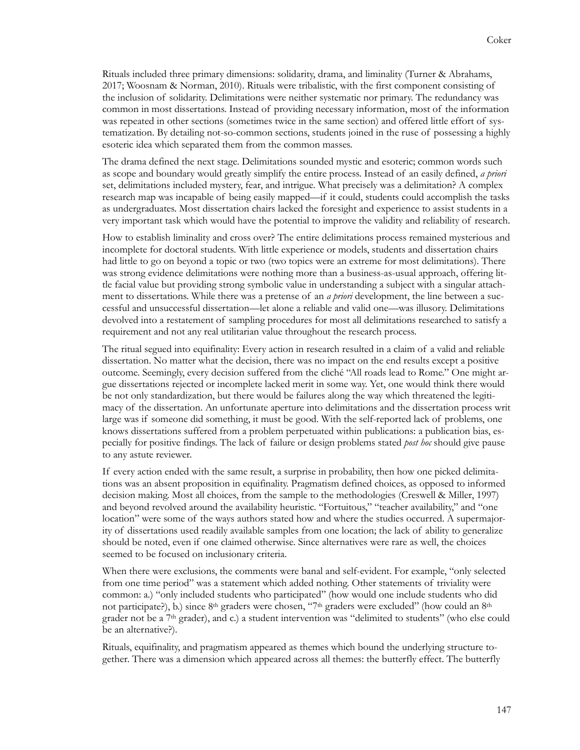Rituals included three primary dimensions: solidarity, drama, and liminality (Turner & Abrahams, 2017; Woosnam & Norman, 2010). Rituals were tribalistic, with the first component consisting of the inclusion of solidarity. Delimitations were neither systematic nor primary. The redundancy was common in most dissertations. Instead of providing necessary information, most of the information was repeated in other sections (sometimes twice in the same section) and offered little effort of systematization. By detailing not-so-common sections, students joined in the ruse of possessing a highly esoteric idea which separated them from the common masses.

The drama defined the next stage. Delimitations sounded mystic and esoteric; common words such as scope and boundary would greatly simplify the entire process. Instead of an easily defined, *a priori* set, delimitations included mystery, fear, and intrigue. What precisely was a delimitation? A complex research map was incapable of being easily mapped—if it could, students could accomplish the tasks as undergraduates. Most dissertation chairs lacked the foresight and experience to assist students in a very important task which would have the potential to improve the validity and reliability of research.

How to establish liminality and cross over? The entire delimitations process remained mysterious and incomplete for doctoral students. With little experience or models, students and dissertation chairs had little to go on beyond a topic or two (two topics were an extreme for most delimitations). There was strong evidence delimitations were nothing more than a business-as-usual approach, offering little facial value but providing strong symbolic value in understanding a subject with a singular attachment to dissertations. While there was a pretense of an *a priori* development, the line between a successful and unsuccessful dissertation—let alone a reliable and valid one—was illusory. Delimitations devolved into a restatement of sampling procedures for most all delimitations researched to satisfy a requirement and not any real utilitarian value throughout the research process.

The ritual segued into equifinality: Every action in research resulted in a claim of a valid and reliable dissertation. No matter what the decision, there was no impact on the end results except a positive outcome. Seemingly, every decision suffered from the cliché "All roads lead to Rome." One might argue dissertations rejected or incomplete lacked merit in some way. Yet, one would think there would be not only standardization, but there would be failures along the way which threatened the legitimacy of the dissertation. An unfortunate aperture into delimitations and the dissertation process writ large was if someone did something, it must be good. With the self-reported lack of problems, one knows dissertations suffered from a problem perpetuated within publications: a publication bias, especially for positive findings. The lack of failure or design problems stated *post hoc* should give pause to any astute reviewer.

If every action ended with the same result, a surprise in probability, then how one picked delimitations was an absent proposition in equifinality. Pragmatism defined choices, as opposed to informed decision making. Most all choices, from the sample to the methodologies (Creswell & Miller, 1997) and beyond revolved around the availability heuristic. "Fortuitous," "teacher availability," and "one location" were some of the ways authors stated how and where the studies occurred. A supermajority of dissertations used readily available samples from one location; the lack of ability to generalize should be noted, even if one claimed otherwise. Since alternatives were rare as well, the choices seemed to be focused on inclusionary criteria.

When there were exclusions, the comments were banal and self-evident. For example, "only selected from one time period" was a statement which added nothing. Other statements of triviality were common: a.) "only included students who participated" (how would one include students who did not participate?), b.) since 8th graders were chosen, "7th graders were excluded" (how could an 8th grader not be a 7th grader), and c.) a student intervention was "delimited to students" (who else could be an alternative?).

Rituals, equifinality, and pragmatism appeared as themes which bound the underlying structure together. There was a dimension which appeared across all themes: the butterfly effect. The butterfly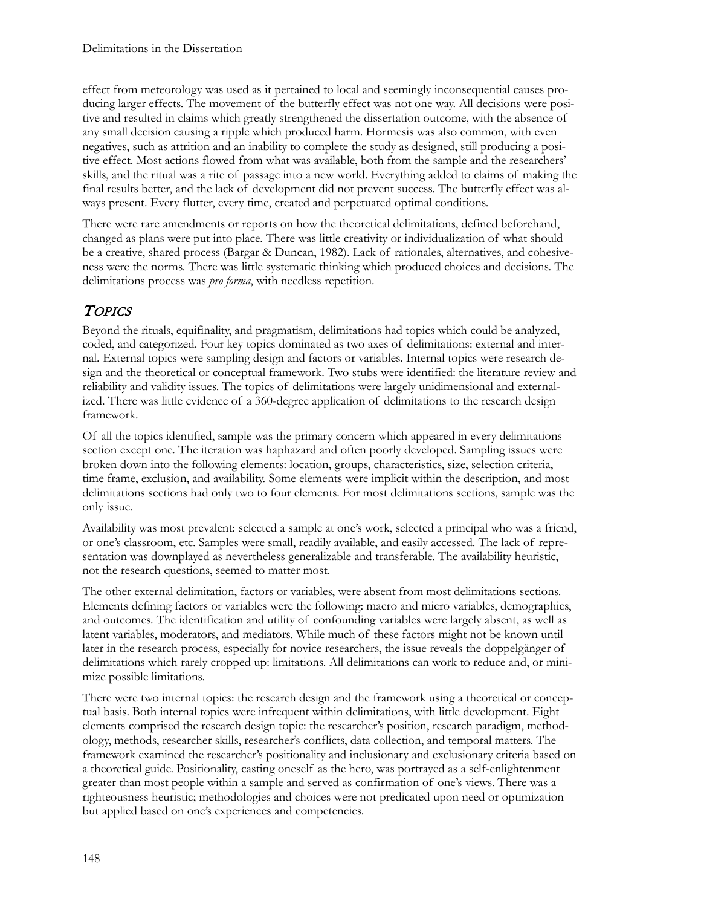effect from meteorology was used as it pertained to local and seemingly inconsequential causes producing larger effects. The movement of the butterfly effect was not one way. All decisions were positive and resulted in claims which greatly strengthened the dissertation outcome, with the absence of any small decision causing a ripple which produced harm. Hormesis was also common, with even negatives, such as attrition and an inability to complete the study as designed, still producing a positive effect. Most actions flowed from what was available, both from the sample and the researchers' skills, and the ritual was a rite of passage into a new world. Everything added to claims of making the final results better, and the lack of development did not prevent success. The butterfly effect was always present. Every flutter, every time, created and perpetuated optimal conditions.

There were rare amendments or reports on how the theoretical delimitations, defined beforehand, changed as plans were put into place. There was little creativity or individualization of what should be a creative, shared process (Bargar & Duncan, 1982). Lack of rationales, alternatives, and cohesiveness were the norms. There was little systematic thinking which produced choices and decisions. The delimitations process was *pro forma*, with needless repetition.

## Topics

Beyond the rituals, equifinality, and pragmatism, delimitations had topics which could be analyzed, coded, and categorized. Four key topics dominated as two axes of delimitations: external and internal. External topics were sampling design and factors or variables. Internal topics were research design and the theoretical or conceptual framework. Two stubs were identified: the literature review and reliability and validity issues. The topics of delimitations were largely unidimensional and externalized. There was little evidence of a 360-degree application of delimitations to the research design framework.

Of all the topics identified, sample was the primary concern which appeared in every delimitations section except one. The iteration was haphazard and often poorly developed. Sampling issues were broken down into the following elements: location, groups, characteristics, size, selection criteria, time frame, exclusion, and availability. Some elements were implicit within the description, and most delimitations sections had only two to four elements. For most delimitations sections, sample was the only issue.

Availability was most prevalent: selected a sample at one's work, selected a principal who was a friend, or one's classroom, etc. Samples were small, readily available, and easily accessed. The lack of representation was downplayed as nevertheless generalizable and transferable. The availability heuristic, not the research questions, seemed to matter most.

The other external delimitation, factors or variables, were absent from most delimitations sections. Elements defining factors or variables were the following: macro and micro variables, demographics, and outcomes. The identification and utility of confounding variables were largely absent, as well as latent variables, moderators, and mediators. While much of these factors might not be known until later in the research process, especially for novice researchers, the issue reveals the doppelgänger of delimitations which rarely cropped up: limitations. All delimitations can work to reduce and, or minimize possible limitations.

There were two internal topics: the research design and the framework using a theoretical or conceptual basis. Both internal topics were infrequent within delimitations, with little development. Eight elements comprised the research design topic: the researcher's position, research paradigm, methodology, methods, researcher skills, researcher's conflicts, data collection, and temporal matters. The framework examined the researcher's positionality and inclusionary and exclusionary criteria based on a theoretical guide. Positionality, casting oneself as the hero, was portrayed as a self-enlightenment greater than most people within a sample and served as confirmation of one's views. There was a righteousness heuristic; methodologies and choices were not predicated upon need or optimization but applied based on one's experiences and competencies.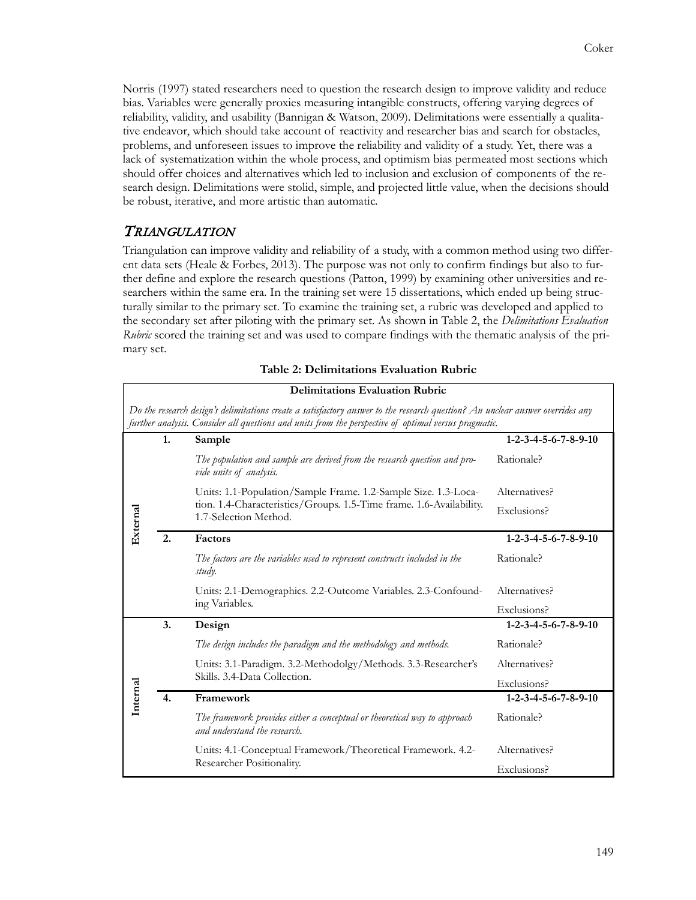Norris (1997) stated researchers need to question the research design to improve validity and reduce bias. Variables were generally proxies measuring intangible constructs, offering varying degrees of reliability, validity, and usability (Bannigan & Watson, 2009). Delimitations were essentially a qualitative endeavor, which should take account of reactivity and researcher bias and search for obstacles, problems, and unforeseen issues to improve the reliability and validity of a study. Yet, there was a lack of systematization within the whole process, and optimism bias permeated most sections which should offer choices and alternatives which led to inclusion and exclusion of components of the research design. Delimitations were stolid, simple, and projected little value, when the decisions should be robust, iterative, and more artistic than automatic.

## Triangulation

Triangulation can improve validity and reliability of a study, with a common method using two different data sets (Heale & Forbes, 2013). The purpose was not only to confirm findings but also to further define and explore the research questions (Patton, 1999) by examining other universities and researchers within the same era. In the training set were 15 dissertations, which ended up being structurally similar to the primary set. To examine the training set, a rubric was developed and applied to the secondary set after piloting with the primary set. As shown in Table 2, the *Delimitations Evaluation Rubric* scored the training set and was used to compare findings with the thematic analysis of the primary set.

**Table 2: Delimitations Evaluation Rubric**

| **Delimitations Evaluation Rubric** | | | |
|---|---|---|---|
| *Do the research design's delimitations create a satisfactory answer to the research question? An unclear answer overrides any further analysis. Consider all questions and units from the perspective of optimal versus pragmatic.* | | | |
| **External** | **1.** | **Sample** | **1-2-3-4-5-6-7-8-9-10** |
| | | *The population and sample are derived from the research question and provide units of analysis.* | Rationale? |
| | | Units: 1.1-Population/Sample Frame. 1.2-Sample Size. 1.3-Location. 1.4-Characteristics/Groups. 1.5-Time frame. 1.6-Availability. 1.7-Selection Method. | Alternatives? Exclusions? |
| | **2.** | **Factors** | **1-2-3-4-5-6-7-8-9-10** |
| | | *The factors are the variables used to represent constructs included in the study.* | Rationale? |
| | | Units: 2.1-Demographics. 2.2-Outcome Variables. 2.3-Confounding Variables. | Alternatives? Exclusions? |
| **Internal** | **3.** | **Design** | **1-2-3-4-5-6-7-8-9-10** |
| | | *The design includes the paradigm and the methodology and methods.* | Rationale? |
| | | Units: 3.1-Paradigm. 3.2-Methodolgy/Methods. 3.3-Researcher's Skills. 3.4-Data Collection. | Alternatives? Exclusions? |
| | **4.** | **Framework** | **1-2-3-4-5-6-7-8-9-10** |
| | | *The framework provides either a conceptual or theoretical way to approach and understand the research.* | Rationale? |
| | | Units: 4.1-Conceptual Framework/Theoretical Framework. 4.2-Researcher Positionality. | Alternatives? Exclusions? |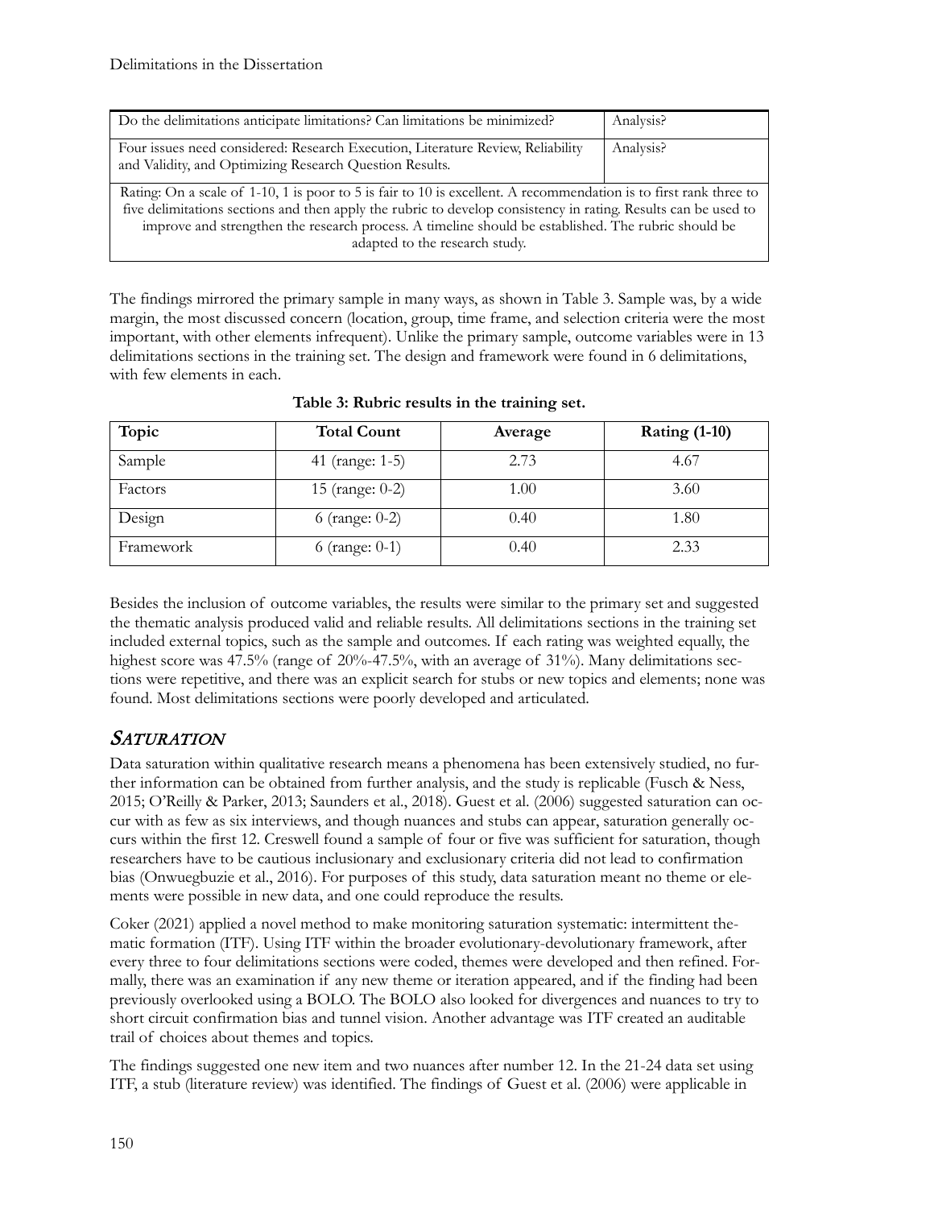| Do the delimitations anticipate limitations? Can limitations be minimized? | Analysis? |
| --- | --- |
| Four issues need considered: Research Execution, Literature Review, Reliability and Validity, and Optimizing Research Question Results. | Analysis? |
| Rating: On a scale of 1-10, 1 is poor to 5 is fair to 10 is excellent. A recommendation is to first rank three to five delimitations sections and then apply the rubric to develop consistency in rating. Results can be used to improve and strengthen the research process. A timeline should be established. The rubric should be adapted to the research study. | |

The findings mirrored the primary sample in many ways, as shown in Table 3. Sample was, by a wide margin, the most discussed concern (location, group, time frame, and selection criteria were the most important, with other elements infrequent). Unlike the primary sample, outcome variables were in 13 delimitations sections in the training set. The design and framework were found in 6 delimitations, with few elements in each.

**Table 3: Rubric results in the training set.**

| Topic | Total Count | Average | Rating (1-10) |
| --- | --- | --- | --- |
| Sample | 41 (range: 1-5) | 2.73 | 4.67 |
| Factors | 15 (range: 0-2) | 1.00 | 3.60 |
| Design | 6 (range: 0-2) | 0.40 | 1.80 |
| Framework | 6 (range: 0-1) | 0.40 | 2.33 |

Besides the inclusion of outcome variables, the results were similar to the primary set and suggested the thematic analysis produced valid and reliable results. All delimitations sections in the training set included external topics, such as the sample and outcomes. If each rating was weighted equally, the highest score was 47.5% (range of 20%-47.5%, with an average of 31%). Many delimitations sections were repetitive, and there was an explicit search for stubs or new topics and elements; none was found. Most delimitations sections were poorly developed and articulated.

## *Saturation*

Data saturation within qualitative research means a phenomena has been extensively studied, no further information can be obtained from further analysis, and the study is replicable (Fusch & Ness, 2015; O'Reilly & Parker, 2013; Saunders et al., 2018). Guest et al. (2006) suggested saturation can occur with as few as six interviews, and though nuances and stubs can appear, saturation generally occurs within the first 12. Creswell found a sample of four or five was sufficient for saturation, though researchers have to be cautious inclusionary and exclusionary criteria did not lead to confirmation bias (Onwuegbuzie et al., 2016). For purposes of this study, data saturation meant no theme or elements were possible in new data, and one could reproduce the results.

Coker (2021) applied a novel method to make monitoring saturation systematic: intermittent thematic formation (ITF). Using ITF within the broader evolutionary-devolutionary framework, after every three to four delimitations sections were coded, themes were developed and then refined. Formally, there was an examination if any new theme or iteration appeared, and if the finding had been previously overlooked using a BOLO. The BOLO also looked for divergences and nuances to try to short circuit confirmation bias and tunnel vision. Another advantage was ITF created an auditable trail of choices about themes and topics.

The findings suggested one new item and two nuances after number 12. In the 21-24 data set using ITF, a stub (literature review) was identified. The findings of Guest et al. (2006) were applicable in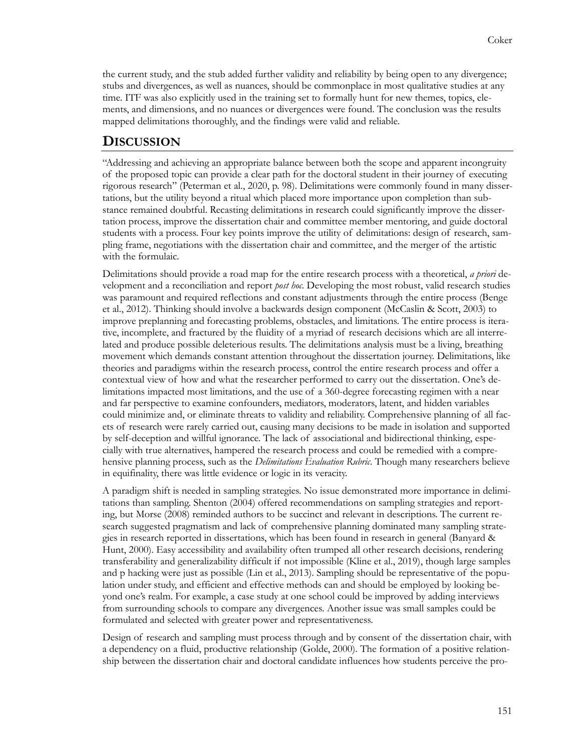the current study, and the stub added further validity and reliability by being open to any divergence; stubs and divergences, as well as nuances, should be commonplace in most qualitative studies at any time. ITF was also explicitly used in the training set to formally hunt for new themes, topics, elements, and dimensions, and no nuances or divergences were found. The conclusion was the results mapped delimitations thoroughly, and the findings were valid and reliable.

## DISCUSSION

"Addressing and achieving an appropriate balance between both the scope and apparent incongruity of the proposed topic can provide a clear path for the doctoral student in their journey of executing rigorous research" (Peterman et al., 2020, p. 98). Delimitations were commonly found in many dissertations, but the utility beyond a ritual which placed more importance upon completion than substance remained doubtful. Recasting delimitations in research could significantly improve the dissertation process, improve the dissertation chair and committee member mentoring, and guide doctoral students with a process. Four key points improve the utility of delimitations: design of research, sampling frame, negotiations with the dissertation chair and committee, and the merger of the artistic with the formulaic.

Delimitations should provide a road map for the entire research process with a theoretical, *a priori* development and a reconciliation and report *post hoc*. Developing the most robust, valid research studies was paramount and required reflections and constant adjustments through the entire process (Benge et al., 2012). Thinking should involve a backwards design component (McCaslin & Scott, 2003) to improve preplanning and forecasting problems, obstacles, and limitations. The entire process is iterative, incomplete, and fractured by the fluidity of a myriad of research decisions which are all interrelated and produce possible deleterious results. The delimitations analysis must be a living, breathing movement which demands constant attention throughout the dissertation journey. Delimitations, like theories and paradigms within the research process, control the entire research process and offer a contextual view of how and what the researcher performed to carry out the dissertation. One's delimitations impacted most limitations, and the use of a 360-degree forecasting regimen with a near and far perspective to examine confounders, mediators, moderators, latent, and hidden variables could minimize and, or eliminate threats to validity and reliability. Comprehensive planning of all facets of research were rarely carried out, causing many decisions to be made in isolation and supported by self-deception and willful ignorance. The lack of associational and bidirectional thinking, especially with true alternatives, hampered the research process and could be remedied with a comprehensive planning process, such as the *Delimitations Evaluation Rubric*. Though many researchers believe in equifinality, there was little evidence or logic in its veracity.

A paradigm shift is needed in sampling strategies. No issue demonstrated more importance in delimitations than sampling. Shenton (2004) offered recommendations on sampling strategies and reporting, but Morse (2008) reminded authors to be succinct and relevant in descriptions. The current research suggested pragmatism and lack of comprehensive planning dominated many sampling strategies in research reported in dissertations, which has been found in research in general (Banyard & Hunt, 2000). Easy accessibility and availability often trumped all other research decisions, rendering transferability and generalizability difficult if not impossible (Kline et al., 2019), though large samples and p hacking were just as possible (Lin et al., 2013). Sampling should be representative of the population under study, and efficient and effective methods can and should be employed by looking beyond one's realm. For example, a case study at one school could be improved by adding interviews from surrounding schools to compare any divergences. Another issue was small samples could be formulated and selected with greater power and representativeness.

Design of research and sampling must process through and by consent of the dissertation chair, with a dependency on a fluid, productive relationship (Golde, 2000). The formation of a positive relationship between the dissertation chair and doctoral candidate influences how students perceive the pro-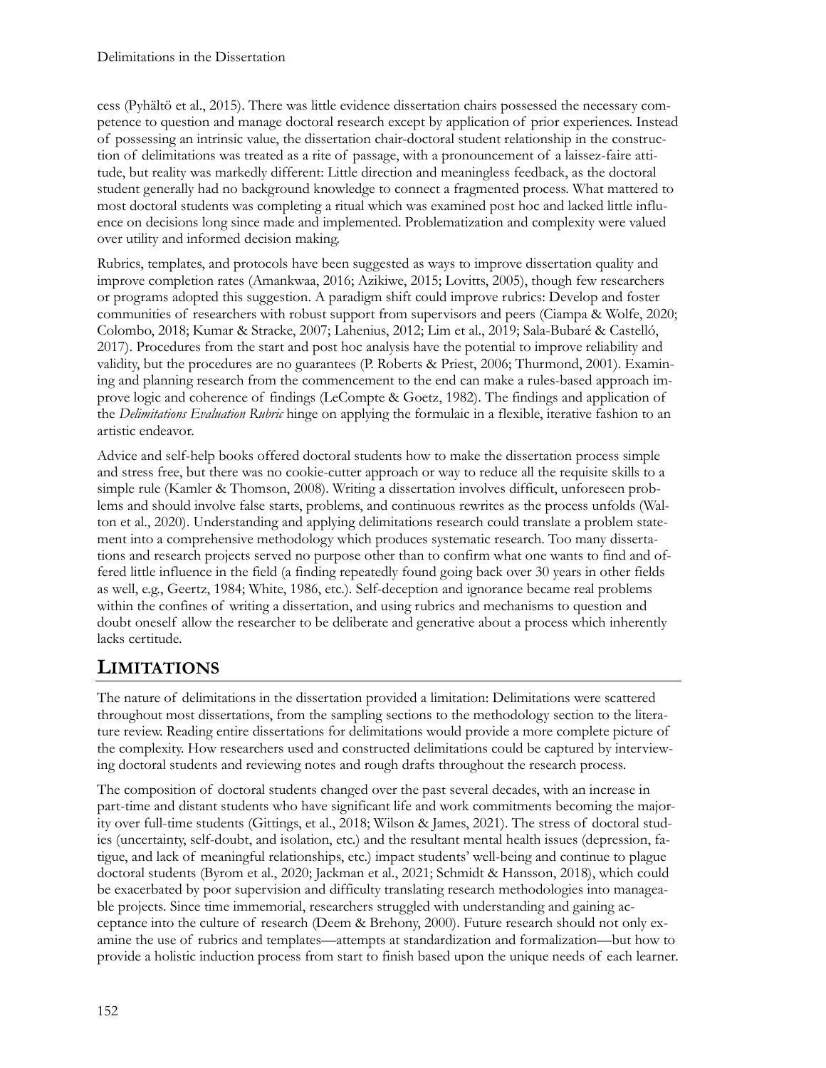cess (Pyhältö et al., 2015). There was little evidence dissertation chairs possessed the necessary competence to question and manage doctoral research except by application of prior experiences. Instead of possessing an intrinsic value, the dissertation chair-doctoral student relationship in the construction of delimitations was treated as a rite of passage, with a pronouncement of a laissez-faire attitude, but reality was markedly different: Little direction and meaningless feedback, as the doctoral student generally had no background knowledge to connect a fragmented process. What mattered to most doctoral students was completing a ritual which was examined post hoc and lacked little influence on decisions long since made and implemented. Problematization and complexity were valued over utility and informed decision making.

Rubrics, templates, and protocols have been suggested as ways to improve dissertation quality and improve completion rates (Amankwaa, 2016; Azikiwe, 2015; Lovitts, 2005), though few researchers or programs adopted this suggestion. A paradigm shift could improve rubrics: Develop and foster communities of researchers with robust support from supervisors and peers (Ciampa & Wolfe, 2020; Colombo, 2018; Kumar & Stracke, 2007; Lahenius, 2012; Lim et al., 2019; Sala-Bubaré & Castelló, 2017). Procedures from the start and post hoc analysis have the potential to improve reliability and validity, but the procedures are no guarantees (P. Roberts & Priest, 2006; Thurmond, 2001). Examining and planning research from the commencement to the end can make a rules-based approach improve logic and coherence of findings (LeCompte & Goetz, 1982). The findings and application of the *Delimitations Evaluation Rubric* hinge on applying the formulaic in a flexible, iterative fashion to an artistic endeavor.

Advice and self-help books offered doctoral students how to make the dissertation process simple and stress free, but there was no cookie-cutter approach or way to reduce all the requisite skills to a simple rule (Kamler & Thomson, 2008). Writing a dissertation involves difficult, unforeseen problems and should involve false starts, problems, and continuous rewrites as the process unfolds (Walton et al., 2020). Understanding and applying delimitations research could translate a problem statement into a comprehensive methodology which produces systematic research. Too many dissertations and research projects served no purpose other than to confirm what one wants to find and offered little influence in the field (a finding repeatedly found going back over 30 years in other fields as well, e.g., Geertz, 1984; White, 1986, etc.). Self-deception and ignorance became real problems within the confines of writing a dissertation, and using rubrics and mechanisms to question and doubt oneself allow the researcher to be deliberate and generative about a process which inherently lacks certitude.

## LIMITATIONS

The nature of delimitations in the dissertation provided a limitation: Delimitations were scattered throughout most dissertations, from the sampling sections to the methodology section to the literature review. Reading entire dissertations for delimitations would provide a more complete picture of the complexity. How researchers used and constructed delimitations could be captured by interviewing doctoral students and reviewing notes and rough drafts throughout the research process.

The composition of doctoral students changed over the past several decades, with an increase in part-time and distant students who have significant life and work commitments becoming the majority over full-time students (Gittings, et al., 2018; Wilson & James, 2021). The stress of doctoral studies (uncertainty, self-doubt, and isolation, etc.) and the resultant mental health issues (depression, fatigue, and lack of meaningful relationships, etc.) impact students' well-being and continue to plague doctoral students (Byrom et al., 2020; Jackman et al., 2021; Schmidt & Hansson, 2018), which could be exacerbated by poor supervision and difficulty translating research methodologies into manageable projects. Since time immemorial, researchers struggled with understanding and gaining acceptance into the culture of research (Deem & Brehony, 2000). Future research should not only examine the use of rubrics and templates—attempts at standardization and formalization—but how to provide a holistic induction process from start to finish based upon the unique needs of each learner.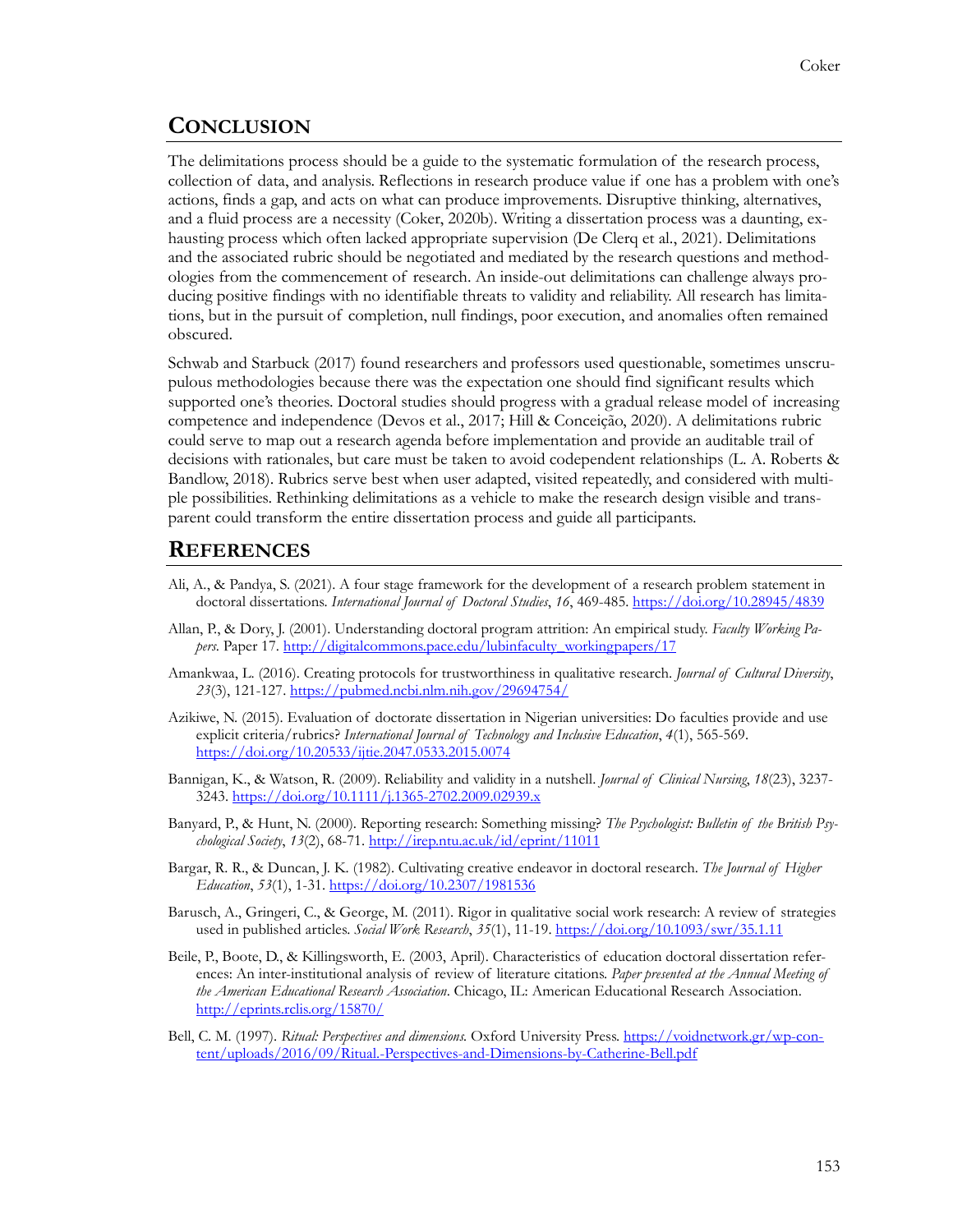## CONCLUSION

The delimitations process should be a guide to the systematic formulation of the research process, collection of data, and analysis. Reflections in research produce value if one has a problem with one's actions, finds a gap, and acts on what can produce improvements. Disruptive thinking, alternatives, and a fluid process are a necessity (Coker, 2020b). Writing a dissertation process was a daunting, exhausting process which often lacked appropriate supervision (De Clerq et al., 2021). Delimitations and the associated rubric should be negotiated and mediated by the research questions and methodologies from the commencement of research. An inside-out delimitations can challenge always producing positive findings with no identifiable threats to validity and reliability. All research has limitations, but in the pursuit of completion, null findings, poor execution, and anomalies often remained obscured.

Schwab and Starbuck (2017) found researchers and professors used questionable, sometimes unscrupulous methodologies because there was the expectation one should find significant results which supported one's theories. Doctoral studies should progress with a gradual release model of increasing competence and independence (Devos et al., 2017; Hill & Conceição, 2020). A delimitations rubric could serve to map out a research agenda before implementation and provide an auditable trail of decisions with rationales, but care must be taken to avoid codependent relationships (L. A. Roberts & Bandlow, 2018). Rubrics serve best when user adapted, visited repeatedly, and considered with multiple possibilities. Rethinking delimitations as a vehicle to make the research design visible and transparent could transform the entire dissertation process and guide all participants.

## REFERENCES

Ali, A., & Pandya, S. (2021). A four stage framework for the development of a research problem statement in doctoral dissertations. *International Journal of Doctoral Studies*, *16*, 469-485. https://doi.org/10.28945/4839

Allan, P., & Dory, J. (2001). Understanding doctoral program attrition: An empirical study. *Faculty Working Papers*. Paper 17. http://digitalcommons.pace.edu/lubinfaculty_workingpapers/17

Amankwaa, L. (2016). Creating protocols for trustworthiness in qualitative research. *Journal of Cultural Diversity*, *23*(3), 121-127. https://pubmed.ncbi.nlm.nih.gov/29694754/

Azikiwe, N. (2015). Evaluation of doctorate dissertation in Nigerian universities: Do faculties provide and use explicit criteria/rubrics? *International Journal of Technology and Inclusive Education*, *4*(1), 565-569. https://doi.org/10.20533/ijtie.2047.0533.2015.0074

Bannigan, K., & Watson, R. (2009). Reliability and validity in a nutshell. *Journal of Clinical Nursing*, *18*(23), 3237-3243. https://doi.org/10.1111/j.1365-2702.2009.02939.x

Banyard, P., & Hunt, N. (2000). Reporting research: Something missing? *The Psychologist: Bulletin of the British Psychological Society*, *13*(2), 68-71. http://irep.ntu.ac.uk/id/eprint/11011

Bargar, R. R., & Duncan, J. K. (1982). Cultivating creative endeavor in doctoral research. *The Journal of Higher Education*, *53*(1), 1-31. https://doi.org/10.2307/1981536

Barusch, A., Gringeri, C., & George, M. (2011). Rigor in qualitative social work research: A review of strategies used in published articles. *Social Work Research*, *35*(1), 11-19. https://doi.org/10.1093/swr/35.1.11

Beile, P., Boote, D., & Killingsworth, E. (2003, April). Characteristics of education doctoral dissertation references: An inter-institutional analysis of review of literature citations. *Paper presented at the Annual Meeting of the American Educational Research Association*. Chicago, IL: American Educational Research Association. http://eprints.rclis.org/15870/

Bell, C. M. (1997). *Ritual: Perspectives and dimensions.* Oxford University Press. https://voidnetwork.gr/wp-content/uploads/2016/09/Ritual.-Perspectives-and-Dimensions-by-Catherine-Bell.pdf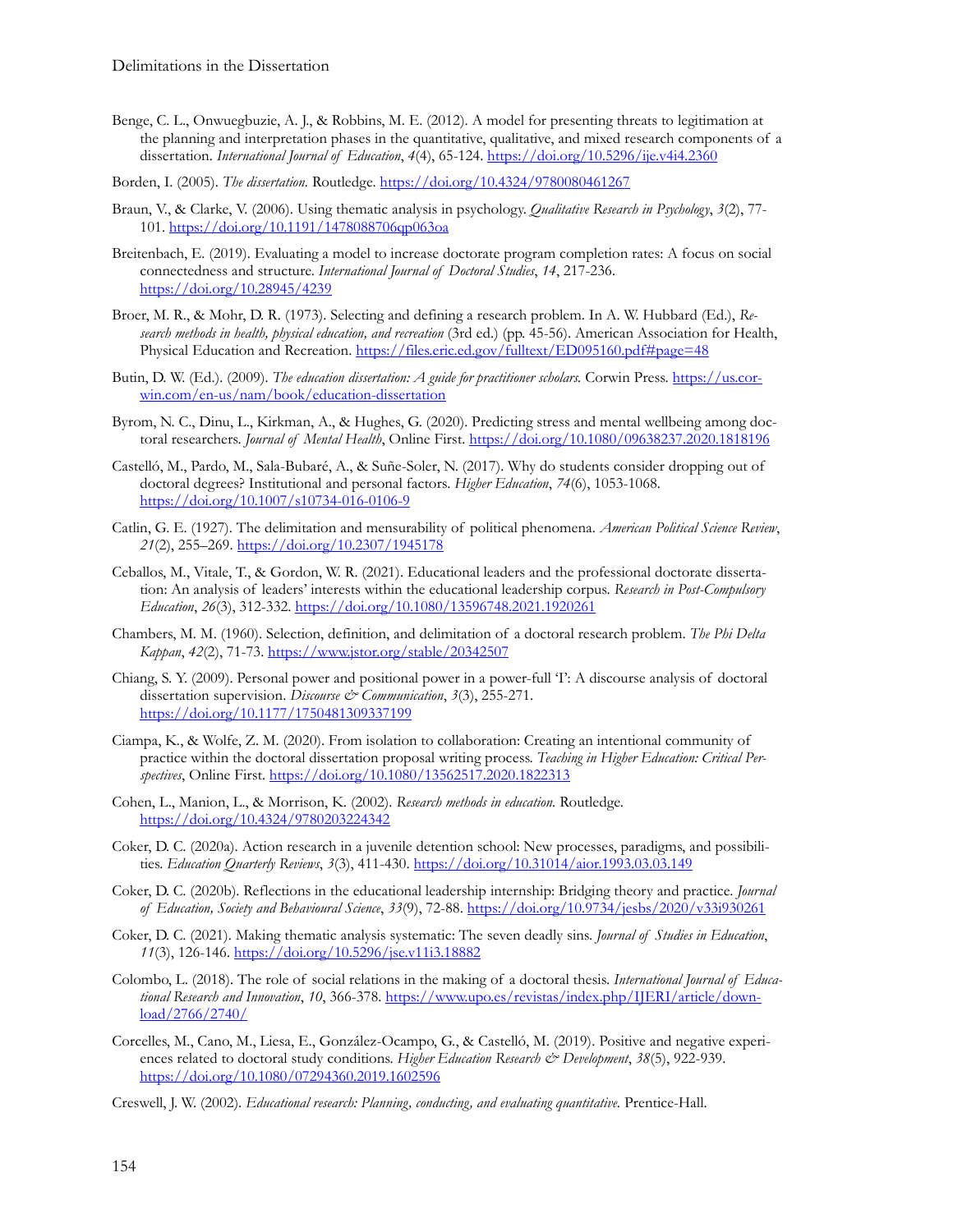Benge, C. L., Onwuegbuzie, A. J., & Robbins, M. E. (2012). A model for presenting threats to legitimation at the planning and interpretation phases in the quantitative, qualitative, and mixed research components of a dissertation. *International Journal of Education*, *4*(4), 65-124. https://doi.org/10.5296/ije.v4i4.2360

Borden, I. (2005). *The dissertation.* Routledge. https://doi.org/10.4324/9780080461267

Braun, V., & Clarke, V. (2006). Using thematic analysis in psychology. *Qualitative Research in Psychology*, *3*(2), 77-101. https://doi.org/10.1191/1478088706qp063oa

Breitenbach, E. (2019). Evaluating a model to increase doctorate program completion rates: A focus on social connectedness and structure. *International Journal of Doctoral Studies*, *14*, 217-236. https://doi.org/10.28945/4239

Broer, M. R., & Mohr, D. R. (1973). Selecting and defining a research problem. In A. W. Hubbard (Ed.), *Research methods in health, physical education, and recreation* (3rd ed.) (pp. 45-56). American Association for Health, Physical Education and Recreation. https://files.eric.ed.gov/fulltext/ED095160.pdf#page=48

Butin, D. W. (Ed.). (2009). *The education dissertation: A guide for practitioner scholars.* Corwin Press. https://us.corwin.com/en-us/nam/book/education-dissertation

Byrom, N. C., Dinu, L., Kirkman, A., & Hughes, G. (2020). Predicting stress and mental wellbeing among doctoral researchers. *Journal of Mental Health*, Online First. https://doi.org/10.1080/09638237.2020.1818196

Castelló, M., Pardo, M., Sala-Bubaré, A., & Suñe-Soler, N. (2017). Why do students consider dropping out of doctoral degrees? Institutional and personal factors. *Higher Education*, *74*(6), 1053-1068. https://doi.org/10.1007/s10734-016-0106-9

Catlin, G. E. (1927). The delimitation and mensurability of political phenomena. *American Political Science Review*, *21*(2), 255–269. https://doi.org/10.2307/1945178

Ceballos, M., Vitale, T., & Gordon, W. R. (2021). Educational leaders and the professional doctorate dissertation: An analysis of leaders' interests within the educational leadership corpus. *Research in Post-Compulsory Education*, *26*(3), 312-332. https://doi.org/10.1080/13596748.2021.1920261

Chambers, M. M. (1960). Selection, definition, and delimitation of a doctoral research problem. *The Phi Delta Kappan*, *42*(2), 71-73. https://www.jstor.org/stable/20342507

Chiang, S. Y. (2009). Personal power and positional power in a power-full 'I': A discourse analysis of doctoral dissertation supervision. *Discourse & Communication*, *3*(3), 255-271. https://doi.org/10.1177/1750481309337199

Ciampa, K., & Wolfe, Z. M. (2020). From isolation to collaboration: Creating an intentional community of practice within the doctoral dissertation proposal writing process. *Teaching in Higher Education: Critical Perspectives*, Online First. https://doi.org/10.1080/13562517.2020.1822313

Cohen, L., Manion, L., & Morrison, K. (2002). *Research methods in education.* Routledge. https://doi.org/10.4324/9780203224342

Coker, D. C. (2020a). Action research in a juvenile detention school: New processes, paradigms, and possibilities. *Education Quarterly Reviews*, *3*(3), 411-430. https://doi.org/10.31014/aior.1993.03.03.149

Coker, D. C. (2020b). Reflections in the educational leadership internship: Bridging theory and practice. *Journal of Education, Society and Behavioural Science*, *33*(9), 72-88. https://doi.org/10.9734/jesbs/2020/v33i930261

Coker, D. C. (2021). Making thematic analysis systematic: The seven deadly sins. *Journal of Studies in Education*, *11*(3), 126-146. https://doi.org/10.5296/jse.v11i3.18882

Colombo, L. (2018). The role of social relations in the making of a doctoral thesis. *International Journal of Educational Research and Innovation*, *10*, 366-378. https://www.upo.es/revistas/index.php/IJERI/article/download/2766/2740/

Corcelles, M., Cano, M., Liesa, E., González-Ocampo, G., & Castelló, M. (2019). Positive and negative experiences related to doctoral study conditions. *Higher Education Research & Development*, *38*(5), 922-939. https://doi.org/10.1080/07294360.2019.1602596

Creswell, J. W. (2002). *Educational research: Planning, conducting, and evaluating quantitative.* Prentice-Hall.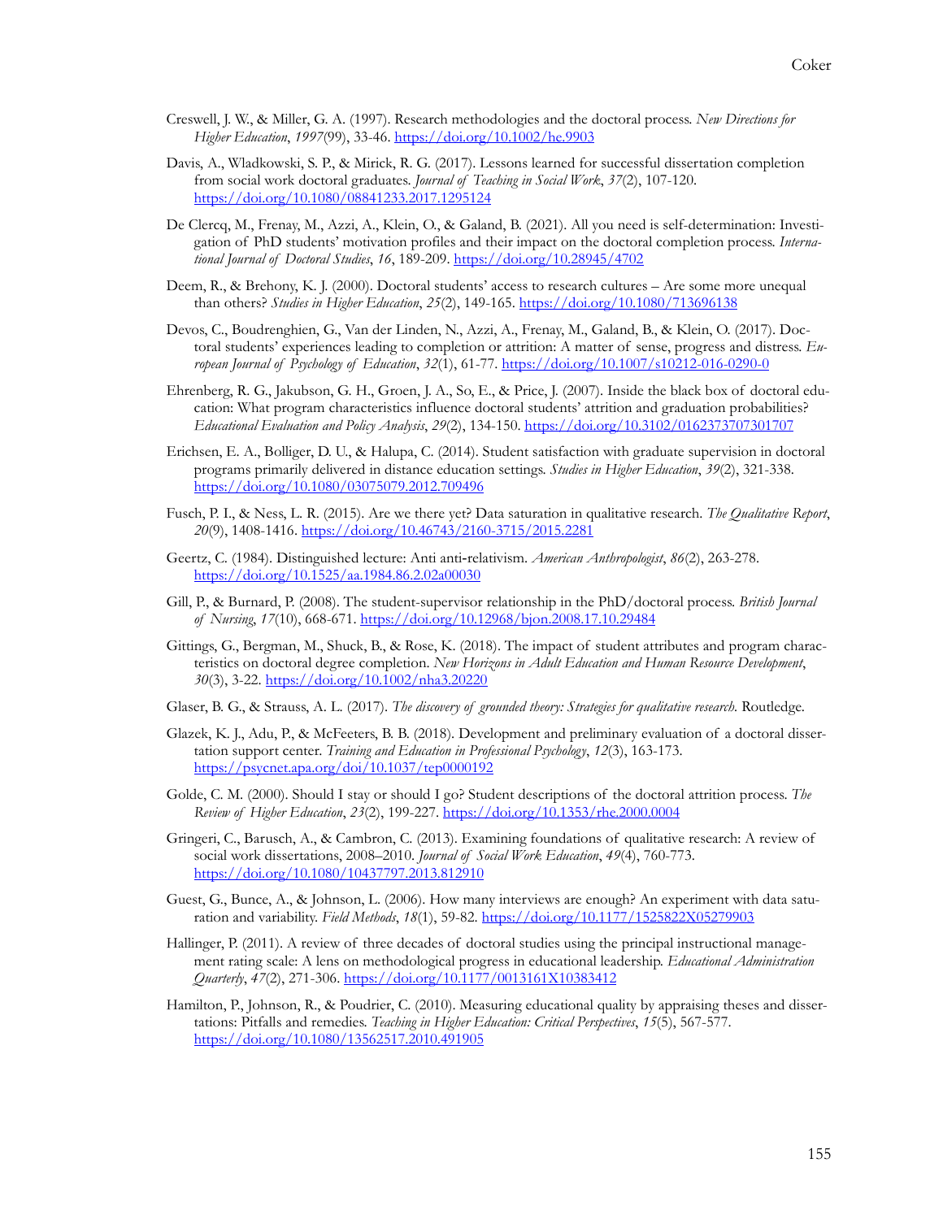Creswell, J. W., & Miller, G. A. (1997). Research methodologies and the doctoral process. *New Directions for Higher Education*, *1997*(99), 33-46. https://doi.org/10.1002/he.9903

Davis, A., Wladkowski, S. P., & Mirick, R. G. (2017). Lessons learned for successful dissertation completion from social work doctoral graduates. *Journal of Teaching in Social Work*, *37*(2), 107-120. https://doi.org/10.1080/08841233.2017.1295124

De Clercq, M., Frenay, M., Azzi, A., Klein, O., & Galand, B. (2021). All you need is self-determination: Investigation of PhD students' motivation profiles and their impact on the doctoral completion process. *International Journal of Doctoral Studies*, *16*, 189-209. https://doi.org/10.28945/4702

Deem, R., & Brehony, K. J. (2000). Doctoral students' access to research cultures – Are some more unequal than others? *Studies in Higher Education*, *25*(2), 149-165. https://doi.org/10.1080/713696138

Devos, C., Boudrenghien, G., Van der Linden, N., Azzi, A., Frenay, M., Galand, B., & Klein, O. (2017). Doctoral students' experiences leading to completion or attrition: A matter of sense, progress and distress. *European Journal of Psychology of Education*, *32*(1), 61-77. https://doi.org/10.1007/s10212-016-0290-0

Ehrenberg, R. G., Jakubson, G. H., Groen, J. A., So, E., & Price, J. (2007). Inside the black box of doctoral education: What program characteristics influence doctoral students' attrition and graduation probabilities? *Educational Evaluation and Policy Analysis*, *29*(2), 134-150. https://doi.org/10.3102/0162373707301707

Erichsen, E. A., Bolliger, D. U., & Halupa, C. (2014). Student satisfaction with graduate supervision in doctoral programs primarily delivered in distance education settings. *Studies in Higher Education*, *39*(2), 321-338. https://doi.org/10.1080/03075079.2012.709496

Fusch, P. I., & Ness, L. R. (2015). Are we there yet? Data saturation in qualitative research. *The Qualitative Report*, *20*(9), 1408-1416. https://doi.org/10.46743/2160-3715/2015.2281

Geertz, C. (1984). Distinguished lecture: Anti anti-relativism. *American Anthropologist*, *86*(2), 263-278. https://doi.org/10.1525/aa.1984.86.2.02a00030

Gill, P., & Burnard, P. (2008). The student-supervisor relationship in the PhD/doctoral process. *British Journal of Nursing*, *17*(10), 668-671. https://doi.org/10.12968/bjon.2008.17.10.29484

Gittings, G., Bergman, M., Shuck, B., & Rose, K. (2018). The impact of student attributes and program characteristics on doctoral degree completion. *New Horizons in Adult Education and Human Resource Development*, *30*(3), 3-22. https://doi.org/10.1002/nha3.20220

Glaser, B. G., & Strauss, A. L. (2017). *The discovery of grounded theory: Strategies for qualitative research*. Routledge.

Glazek, K. J., Adu, P., & McFeeters, B. B. (2018). Development and preliminary evaluation of a doctoral dissertation support center. *Training and Education in Professional Psychology*, *12*(3), 163-173. https://psycnet.apa.org/doi/10.1037/tep0000192

Golde, C. M. (2000). Should I stay or should I go? Student descriptions of the doctoral attrition process. *The Review of Higher Education*, *23*(2), 199-227. https://doi.org/10.1353/rhe.2000.0004

Gringeri, C., Barusch, A., & Cambron, C. (2013). Examining foundations of qualitative research: A review of social work dissertations, 2008–2010. *Journal of Social Work Education*, *49*(4), 760-773. https://doi.org/10.1080/10437797.2013.812910

Guest, G., Bunce, A., & Johnson, L. (2006). How many interviews are enough? An experiment with data saturation and variability. *Field Methods*, *18*(1), 59-82. https://doi.org/10.1177/1525822X05279903

Hallinger, P. (2011). A review of three decades of doctoral studies using the principal instructional management rating scale: A lens on methodological progress in educational leadership. *Educational Administration Quarterly*, *47*(2), 271-306. https://doi.org/10.1177/0013161X10383412

Hamilton, P., Johnson, R., & Poudrier, C. (2010). Measuring educational quality by appraising theses and dissertations: Pitfalls and remedies. *Teaching in Higher Education: Critical Perspectives*, *15*(5), 567-577. https://doi.org/10.1080/13562517.2010.491905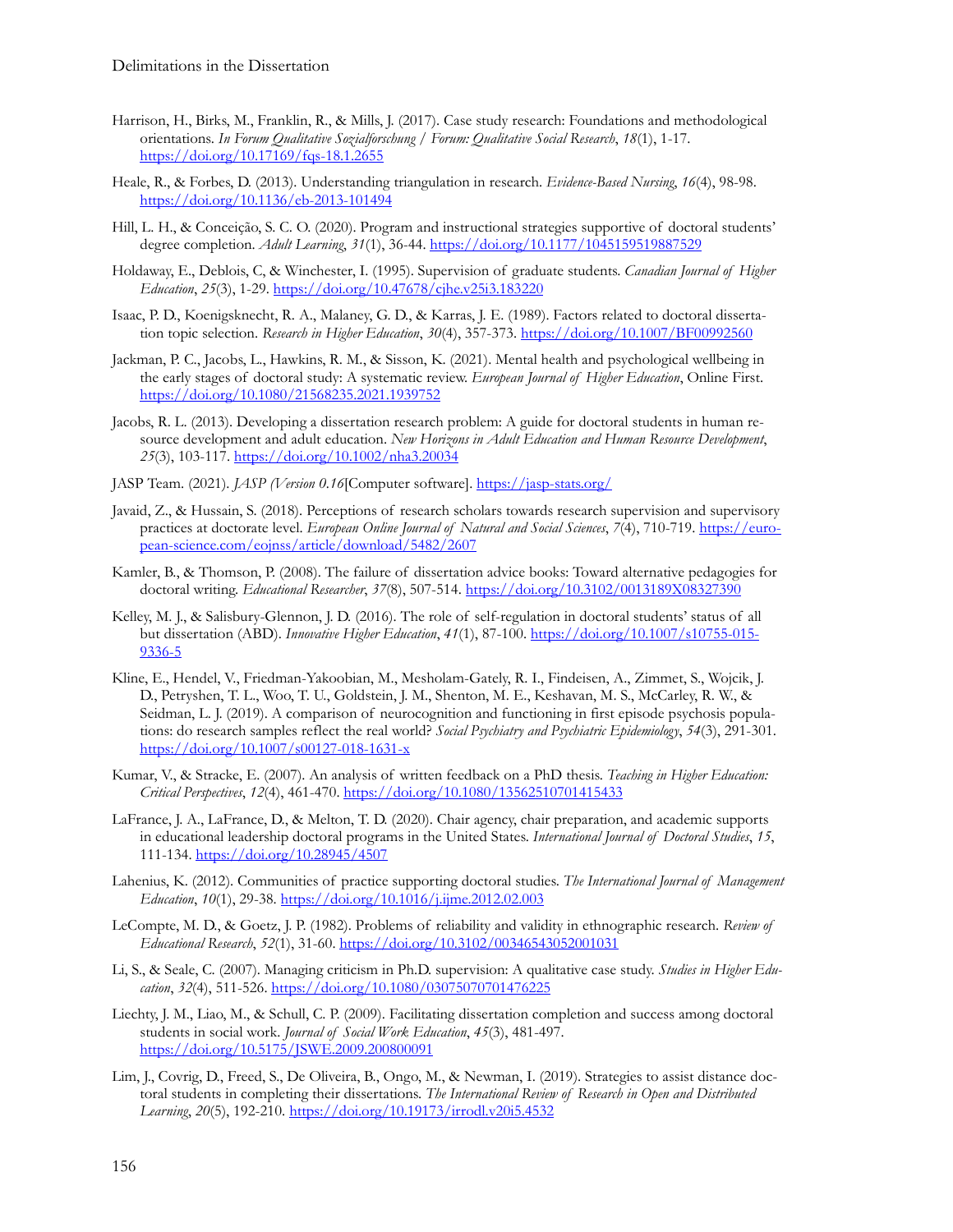Harrison, H., Birks, M., Franklin, R., & Mills, J. (2017). Case study research: Foundations and methodological orientations. *In Forum Qualitative Sozialforschung / Forum: Qualitative Social Research*, *18*(1), 1-17. https://doi.org/10.17169/fqs-18.1.2655

Heale, R., & Forbes, D. (2013). Understanding triangulation in research. *Evidence-Based Nursing*, *16*(4), 98-98. https://doi.org/10.1136/eb-2013-101494

Hill, L. H., & Conceição, S. C. O. (2020). Program and instructional strategies supportive of doctoral students' degree completion. *Adult Learning*, *31*(1), 36-44. https://doi.org/10.1177/1045159519887529

Holdaway, E., Deblois, C, & Winchester, I. (1995). Supervision of graduate students. *Canadian Journal of Higher Education*, *25*(3), 1-29. https://doi.org/10.47678/cjhe.v25i3.183220

Isaac, P. D., Koenigsknecht, R. A., Malaney, G. D., & Karras, J. E. (1989). Factors related to doctoral dissertation topic selection. *Research in Higher Education*, *30*(4), 357-373. https://doi.org/10.1007/BF00992560

Jackman, P. C., Jacobs, L., Hawkins, R. M., & Sisson, K. (2021). Mental health and psychological wellbeing in the early stages of doctoral study: A systematic review. *European Journal of Higher Education*, Online First. https://doi.org/10.1080/21568235.2021.1939752

Jacobs, R. L. (2013). Developing a dissertation research problem: A guide for doctoral students in human resource development and adult education. *New Horizons in Adult Education and Human Resource Development*, *25*(3), 103-117. https://doi.org/10.1002/nha3.20034

JASP Team. (2021). *JASP (Version 0.16*[Computer software]. https://jasp-stats.org/

Javaid, Z., & Hussain, S. (2018). Perceptions of research scholars towards research supervision and supervisory practices at doctorate level. *European Online Journal of Natural and Social Sciences*, *7*(4), 710-719. https://european-science.com/eojnss/article/download/5482/2607

Kamler, B., & Thomson, P. (2008). The failure of dissertation advice books: Toward alternative pedagogies for doctoral writing. *Educational Researcher*, *37*(8), 507-514. https://doi.org/10.3102/0013189X08327390

Kelley, M. J., & Salisbury-Glennon, J. D. (2016). The role of self-regulation in doctoral students' status of all but dissertation (ABD). *Innovative Higher Education*, *41*(1), 87-100. https://doi.org/10.1007/s10755-015-9336-5

Kline, E., Hendel, V., Friedman-Yakoobian, M., Mesholam-Gately, R. I., Findeisen, A., Zimmet, S., Wojcik, J. D., Petryshen, T. L., Woo, T. U., Goldstein, J. M., Shenton, M. E., Keshavan, M. S., McCarley, R. W., & Seidman, L. J. (2019). A comparison of neurocognition and functioning in first episode psychosis populations: do research samples reflect the real world? *Social Psychiatry and Psychiatric Epidemiology*, *54*(3), 291-301. https://doi.org/10.1007/s00127-018-1631-x

Kumar, V., & Stracke, E. (2007). An analysis of written feedback on a PhD thesis. *Teaching in Higher Education: Critical Perspectives*, *12*(4), 461-470. https://doi.org/10.1080/13562510701415433

LaFrance, J. A., LaFrance, D., & Melton, T. D. (2020). Chair agency, chair preparation, and academic supports in educational leadership doctoral programs in the United States. *International Journal of Doctoral Studies*, *15*, 111-134. https://doi.org/10.28945/4507

Lahenius, K. (2012). Communities of practice supporting doctoral studies. *The International Journal of Management Education*, *10*(1), 29-38. https://doi.org/10.1016/j.ijme.2012.02.003

LeCompte, M. D., & Goetz, J. P. (1982). Problems of reliability and validity in ethnographic research. *Review of Educational Research*, *52*(1), 31-60. https://doi.org/10.3102/00346543052001031

Li, S., & Seale, C. (2007). Managing criticism in Ph.D. supervision: A qualitative case study. *Studies in Higher Education*, *32*(4), 511-526. https://doi.org/10.1080/03075070701476225

Liechty, J. M., Liao, M., & Schull, C. P. (2009). Facilitating dissertation completion and success among doctoral students in social work. *Journal of Social Work Education*, *45*(3), 481-497. https://doi.org/10.5175/JSWE.2009.200800091

Lim, J., Covrig, D., Freed, S., De Oliveira, B., Ongo, M., & Newman, I. (2019). Strategies to assist distance doctoral students in completing their dissertations. *The International Review of Research in Open and Distributed Learning*, *20*(5), 192-210. https://doi.org/10.19173/irrodl.v20i5.4532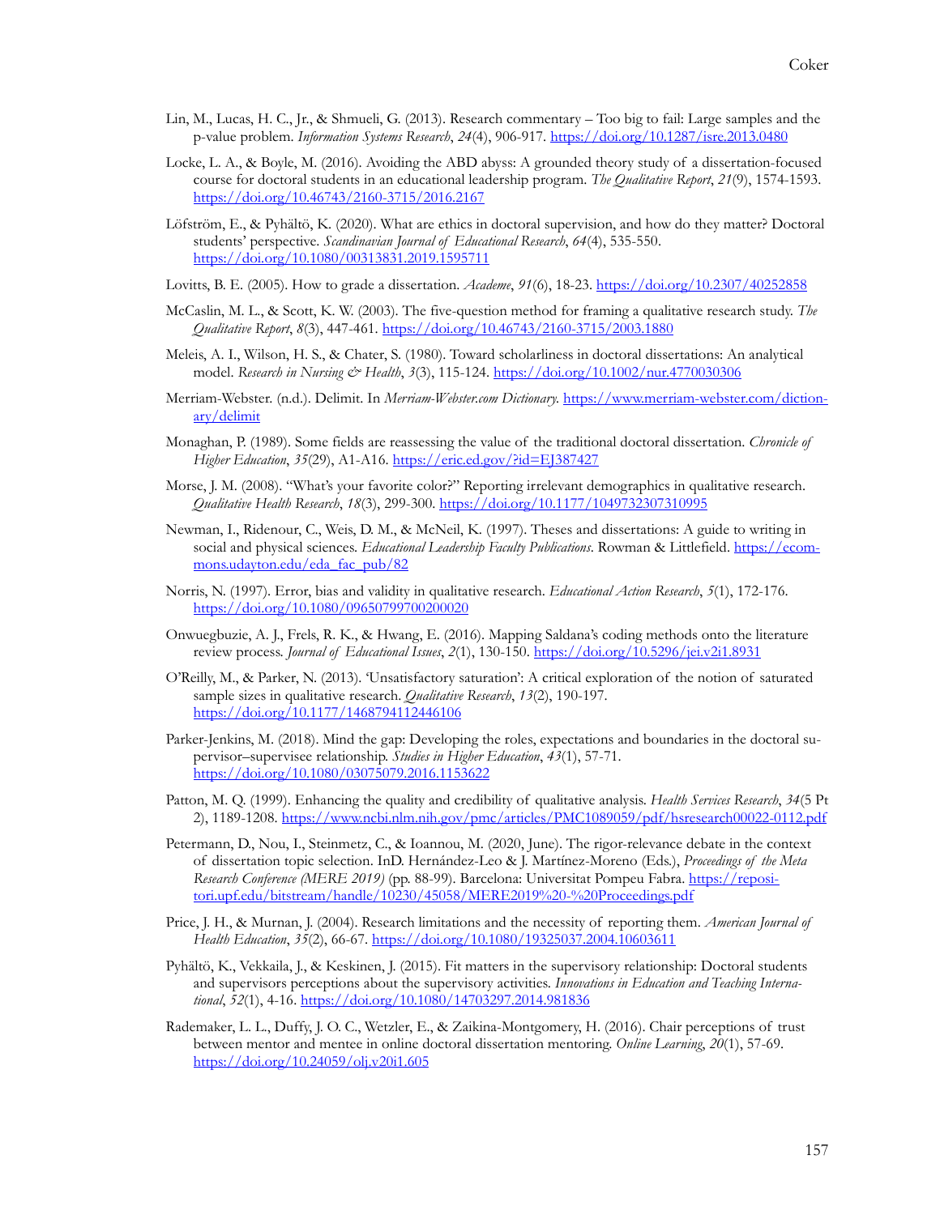Lin, M., Lucas, H. C., Jr., & Shmueli, G. (2013). Research commentary – Too big to fail: Large samples and the p-value problem. *Information Systems Research*, *24*(4), 906-917. https://doi.org/10.1287/isre.2013.0480

Locke, L. A., & Boyle, M. (2016). Avoiding the ABD abyss: A grounded theory study of a dissertation-focused course for doctoral students in an educational leadership program. *The Qualitative Report*, *21*(9), 1574-1593. https://doi.org/10.46743/2160-3715/2016.2167

Löfström, E., & Pyhältö, K. (2020). What are ethics in doctoral supervision, and how do they matter? Doctoral students' perspective. *Scandinavian Journal of Educational Research*, *64*(4), 535-550. https://doi.org/10.1080/00313831.2019.1595711

Lovitts, B. E. (2005). How to grade a dissertation. *Academe*, *91*(6), 18-23. https://doi.org/10.2307/40252858

McCaslin, M. L., & Scott, K. W. (2003). The five-question method for framing a qualitative research study. *The Qualitative Report*, *8*(3), 447-461. https://doi.org/10.46743/2160-3715/2003.1880

Meleis, A. I., Wilson, H. S., & Chater, S. (1980). Toward scholarliness in doctoral dissertations: An analytical model. *Research in Nursing & Health*, *3*(3), 115-124. https://doi.org/10.1002/nur.4770030306

Merriam-Webster. (n.d.). Delimit. In *Merriam-Webster.com Dictionary*. https://www.merriam-webster.com/dictionary/delimit

Monaghan, P. (1989). Some fields are reassessing the value of the traditional doctoral dissertation. *Chronicle of Higher Education*, *35*(29), A1-A16. https://eric.ed.gov/?id=EJ387427

Morse, J. M. (2008). "What's your favorite color?" Reporting irrelevant demographics in qualitative research. *Qualitative Health Research*, *18*(3), 299-300. https://doi.org/10.1177/1049732307310995

Newman, I., Ridenour, C., Weis, D. M., & McNeil, K. (1997). Theses and dissertations: A guide to writing in social and physical sciences. *Educational Leadership Faculty Publications*. Rowman & Littlefield. https://ecommons.udayton.edu/eda_fac_pub/82

Norris, N. (1997). Error, bias and validity in qualitative research. *Educational Action Research*, *5*(1), 172-176. https://doi.org/10.1080/09650799700200020

Onwuegbuzie, A. J., Frels, R. K., & Hwang, E. (2016). Mapping Saldana's coding methods onto the literature review process. *Journal of Educational Issues*, *2*(1), 130-150. https://doi.org/10.5296/jei.v2i1.8931

O'Reilly, M., & Parker, N. (2013). 'Unsatisfactory saturation': A critical exploration of the notion of saturated sample sizes in qualitative research. *Qualitative Research*, *13*(2), 190-197. https://doi.org/10.1177/1468794112446106

Parker-Jenkins, M. (2018). Mind the gap: Developing the roles, expectations and boundaries in the doctoral supervisor–supervisee relationship. *Studies in Higher Education*, *43*(1), 57-71. https://doi.org/10.1080/03075079.2016.1153622

Patton, M. Q. (1999). Enhancing the quality and credibility of qualitative analysis. *Health Services Research*, *34*(5 Pt 2), 1189-1208. https://www.ncbi.nlm.nih.gov/pmc/articles/PMC1089059/pdf/hsresearch00022-0112.pdf

Petermann, D., Nou, I., Steinmetz, C., & Ioannou, M. (2020, June). The rigor-relevance debate in the context of dissertation topic selection. InD. Hernández-Leo & J. Martínez-Moreno (Eds.), *Proceedings of the Meta Research Conference (MERE 2019)* (pp. 88-99). Barcelona: Universitat Pompeu Fabra. https://repositori.upf.edu/bitstream/handle/10230/45058/MERE2019%20-%20Proceedings.pdf

Price, J. H., & Murnan, J. (2004). Research limitations and the necessity of reporting them. *American Journal of Health Education*, *35*(2), 66-67. https://doi.org/10.1080/19325037.2004.10603611

Pyhältö, K., Vekkaila, J., & Keskinen, J. (2015). Fit matters in the supervisory relationship: Doctoral students and supervisors perceptions about the supervisory activities. *Innovations in Education and Teaching International*, *52*(1), 4-16. https://doi.org/10.1080/14703297.2014.981836

Rademaker, L. L., Duffy, J. O. C., Wetzler, E., & Zaikina-Montgomery, H. (2016). Chair perceptions of trust between mentor and mentee in online doctoral dissertation mentoring. *Online Learning*, *20*(1), 57-69. https://doi.org/10.24059/olj.v20i1.605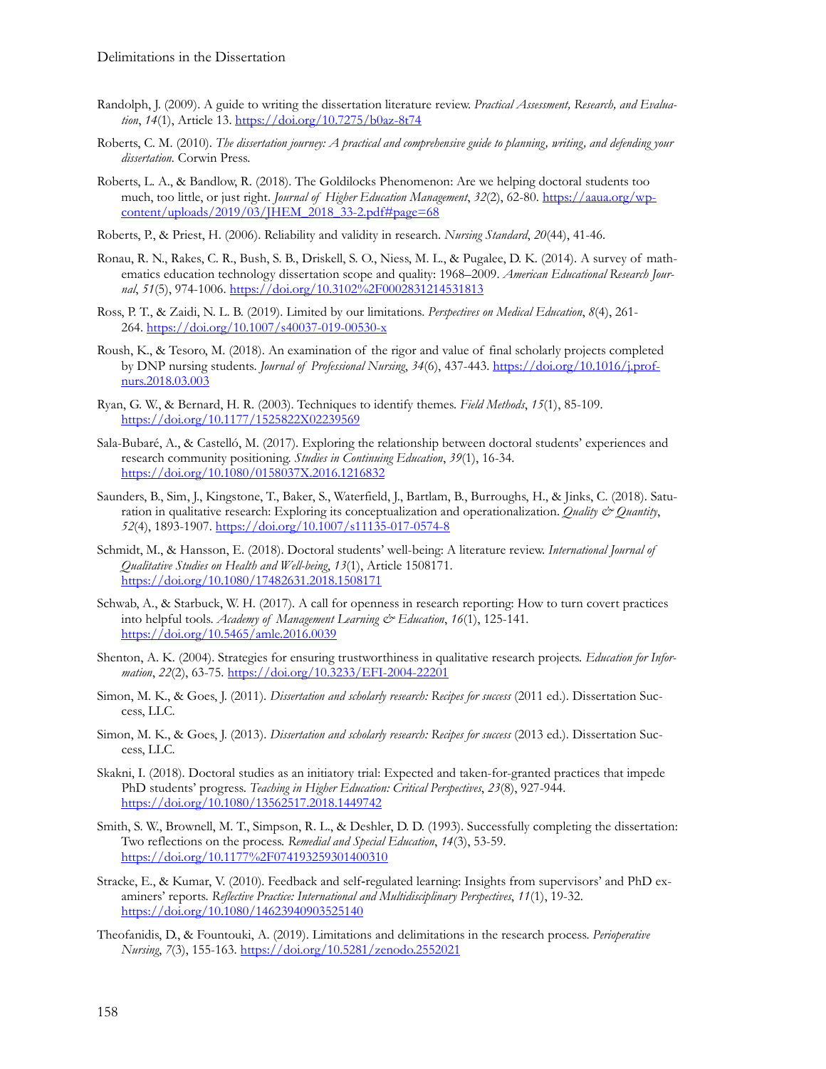Randolph, J. (2009). A guide to writing the dissertation literature review. *Practical Assessment, Research, and Evaluation*, *14*(1), Article 13. https://doi.org/10.7275/b0az-8t74

Roberts, C. M. (2010). *The dissertation journey: A practical and comprehensive guide to planning, writing, and defending your dissertation.* Corwin Press.

Roberts, L. A., & Bandlow, R. (2018). The Goldilocks Phenomenon: Are we helping doctoral students too much, too little, or just right. *Journal of Higher Education Management*, *32*(2), 62-80. https://aaua.org/wp-content/uploads/2019/03/JHEM_2018_33-2.pdf#page=68

Roberts, P., & Priest, H. (2006). Reliability and validity in research. *Nursing Standard*, *20*(44), 41-46.

Ronau, R. N., Rakes, C. R., Bush, S. B., Driskell, S. O., Niess, M. L., & Pugalee, D. K. (2014). A survey of mathematics education technology dissertation scope and quality: 1968–2009. *American Educational Research Journal*, *51*(5), 974-1006. https://doi.org/10.3102%2F0002831214531813

Ross, P. T., & Zaidi, N. L. B. (2019). Limited by our limitations. *Perspectives on Medical Education*, *8*(4), 261-264. https://doi.org/10.1007/s40037-019-00530-x

Roush, K., & Tesoro, M. (2018). An examination of the rigor and value of final scholarly projects completed by DNP nursing students. *Journal of Professional Nursing*, *34*(6), 437-443. https://doi.org/10.1016/j.profnurs.2018.03.003

Ryan, G. W., & Bernard, H. R. (2003). Techniques to identify themes. *Field Methods*, *15*(1), 85-109. https://doi.org/10.1177/1525822X02239569

Sala-Bubaré, A., & Castelló, M. (2017). Exploring the relationship between doctoral students' experiences and research community positioning. *Studies in Continuing Education*, *39*(1), 16-34. https://doi.org/10.1080/0158037X.2016.1216832

Saunders, B., Sim, J., Kingstone, T., Baker, S., Waterfield, J., Bartlam, B., Burroughs, H., & Jinks, C. (2018). Saturation in qualitative research: Exploring its conceptualization and operationalization. *Quality & Quantity*, *52*(4), 1893-1907. https://doi.org/10.1007/s11135-017-0574-8

Schmidt, M., & Hansson, E. (2018). Doctoral students' well-being: A literature review. *International Journal of Qualitative Studies on Health and Well-being*, *13*(1), Article 1508171. https://doi.org/10.1080/17482631.2018.1508171

Schwab, A., & Starbuck, W. H. (2017). A call for openness in research reporting: How to turn covert practices into helpful tools. *Academy of Management Learning & Education*, *16*(1), 125-141. https://doi.org/10.5465/amle.2016.0039

Shenton, A. K. (2004). Strategies for ensuring trustworthiness in qualitative research projects. *Education for Information*, *22*(2), 63-75. https://doi.org/10.3233/EFI-2004-22201

Simon, M. K., & Goes, J. (2011). *Dissertation and scholarly research: Recipes for success* (2011 ed.). Dissertation Success, LLC.

Simon, M. K., & Goes, J. (2013). *Dissertation and scholarly research: Recipes for success* (2013 ed.). Dissertation Success, LLC.

Skakni, I. (2018). Doctoral studies as an initiatory trial: Expected and taken-for-granted practices that impede PhD students' progress. *Teaching in Higher Education: Critical Perspectives*, *23*(8), 927-944. https://doi.org/10.1080/13562517.2018.1449742

Smith, S. W., Brownell, M. T., Simpson, R. L., & Deshler, D. D. (1993). Successfully completing the dissertation: Two reflections on the process. *Remedial and Special Education*, *14*(3), 53-59. https://doi.org/10.1177%2F074193259301400310

Stracke, E., & Kumar, V. (2010). Feedback and self-regulated learning: Insights from supervisors' and PhD examiners' reports. *Reflective Practice: International and Multidisciplinary Perspectives*, *11*(1), 19-32. https://doi.org/10.1080/14623940903525140

Theofanidis, D., & Fountouki, A. (2019). Limitations and delimitations in the research process. *Perioperative Nursing*, *7*(3), 155-163. https://doi.org/10.5281/zenodo.2552021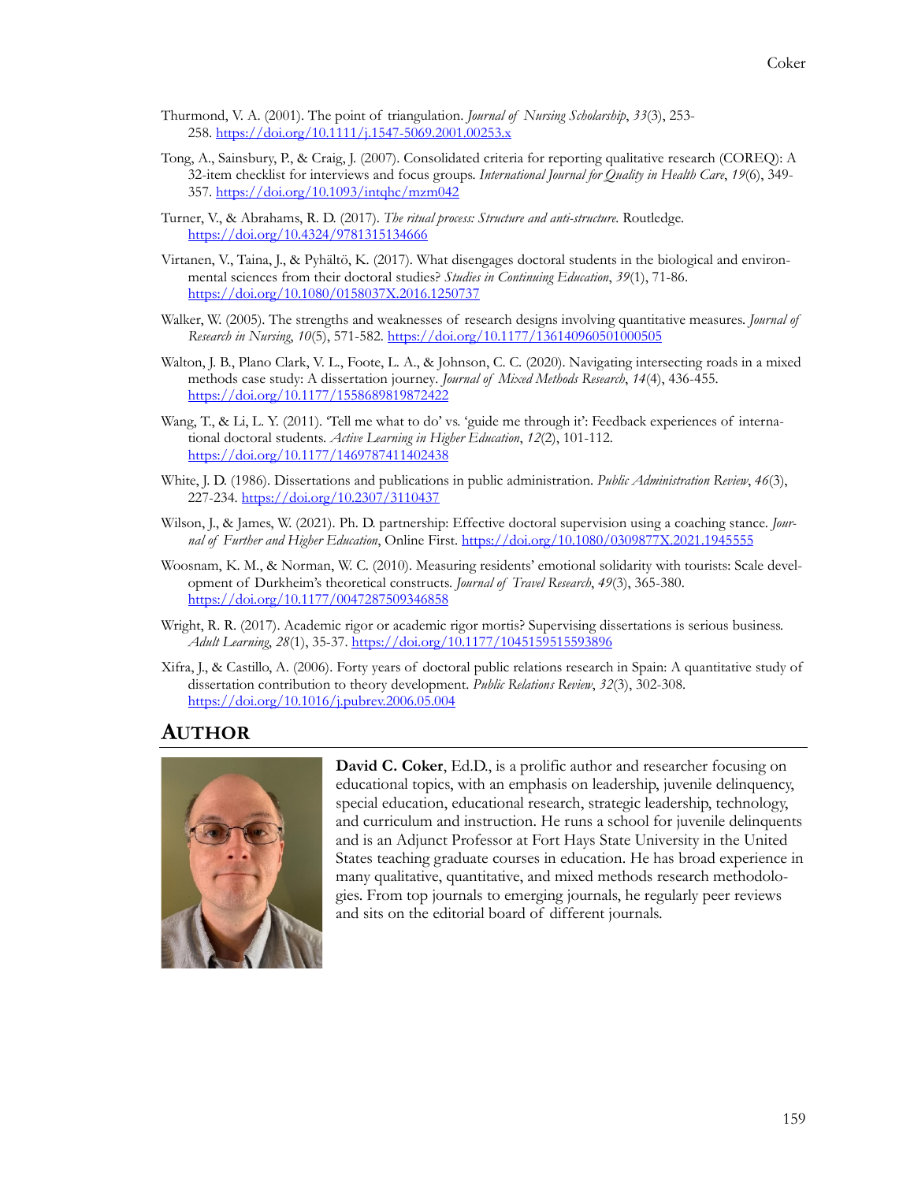Thurmond, V. A. (2001). The point of triangulation. *Journal of Nursing Scholarship*, *33*(3), 253-258. https://doi.org/10.1111/j.1547-5069.2001.00253.x

Tong, A., Sainsbury, P., & Craig, J. (2007). Consolidated criteria for reporting qualitative research (COREQ): A 32-item checklist for interviews and focus groups. *International Journal for Quality in Health Care*, *19*(6), 349-357. https://doi.org/10.1093/intqhc/mzm042

Turner, V., & Abrahams, R. D. (2017). *The ritual process: Structure and anti-structure.* Routledge. https://doi.org/10.4324/9781315134666

Virtanen, V., Taina, J., & Pyhältö, K. (2017). What disengages doctoral students in the biological and environmental sciences from their doctoral studies? *Studies in Continuing Education*, *39*(1), 71-86. https://doi.org/10.1080/0158037X.2016.1250737

Walker, W. (2005). The strengths and weaknesses of research designs involving quantitative measures. *Journal of Research in Nursing*, *10*(5), 571-582. https://doi.org/10.1177/136140960501000505

Walton, J. B., Plano Clark, V. L., Foote, L. A., & Johnson, C. C. (2020). Navigating intersecting roads in a mixed methods case study: A dissertation journey. *Journal of Mixed Methods Research*, *14*(4), 436-455. https://doi.org/10.1177/1558689819872422

Wang, T., & Li, L. Y. (2011). 'Tell me what to do' vs. 'guide me through it': Feedback experiences of international doctoral students. *Active Learning in Higher Education*, *12*(2), 101-112. https://doi.org/10.1177/1469787411402438

White, J. D. (1986). Dissertations and publications in public administration. *Public Administration Review*, *46*(3), 227-234. https://doi.org/10.2307/3110437

Wilson, J., & James, W. (2021). Ph. D. partnership: Effective doctoral supervision using a coaching stance. *Journal of Further and Higher Education*, Online First. https://doi.org/10.1080/0309877X.2021.1945555

Woosnam, K. M., & Norman, W. C. (2010). Measuring residents' emotional solidarity with tourists: Scale development of Durkheim's theoretical constructs. *Journal of Travel Research*, *49*(3), 365-380. https://doi.org/10.1177/0047287509346858

Wright, R. R. (2017). Academic rigor or academic rigor mortis? Supervising dissertations is serious business. *Adult Learning*, *28*(1), 35-37. https://doi.org/10.1177/1045159515593896

Xifra, J., & Castillo, A. (2006). Forty years of doctoral public relations research in Spain: A quantitative study of dissertation contribution to theory development. *Public Relations Review*, *32*(3), 302-308. https://doi.org/10.1016/j.pubrev.2006.05.004

## AUTHOR

**David C. Coker**, Ed.D., is a prolific author and researcher focusing on educational topics, with an emphasis on leadership, juvenile delinquency, special education, educational research, strategic leadership, technology, and curriculum and instruction. He runs a school for juvenile delinquents and is an Adjunct Professor at Fort Hays State University in the United States teaching graduate courses in education. He has broad experience in many qualitative, quantitative, and mixed methods research methodologies. From top journals to emerging journals, he regularly peer reviews and sits on the editorial board of different journals.